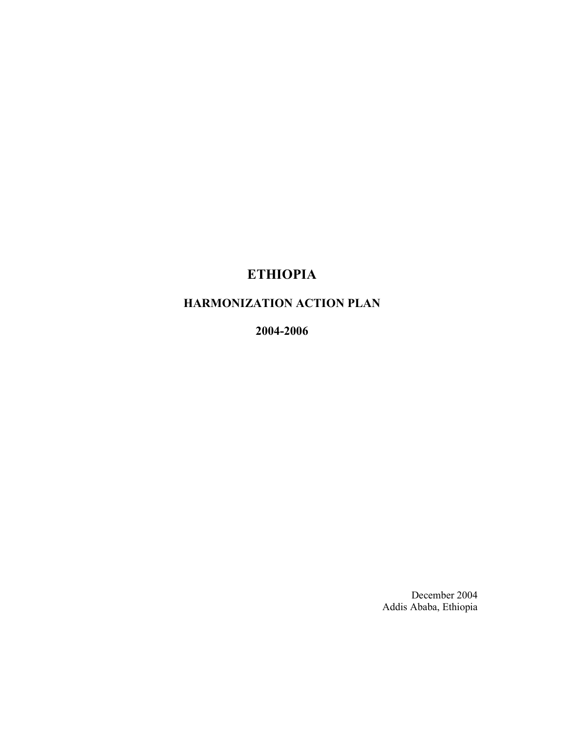# ETHIOPIA

## HARMONIZATION ACTION PLAN

## 2004-2006

December 2004
Addis Ababa, Ethiopia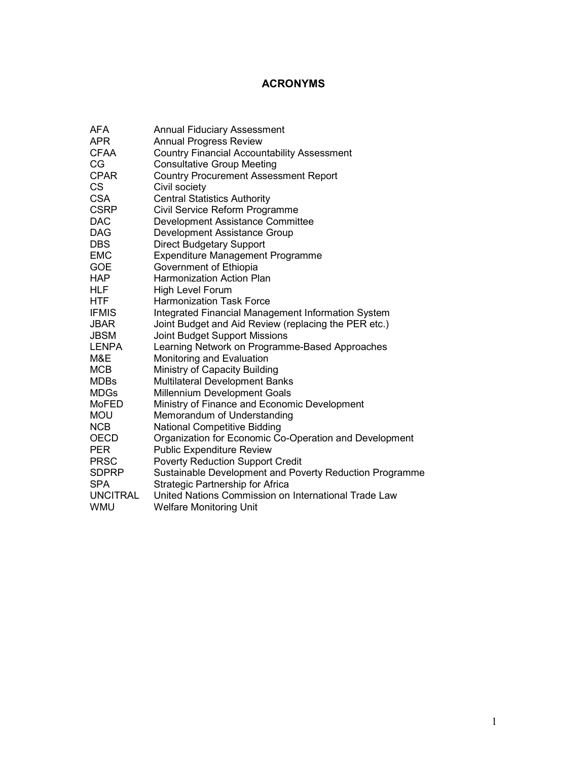# ACRONYMS

| | |
|---|---|
| AFA | Annual Fiduciary Assessment |
| APR | Annual Progress Review |
| CFAA | Country Financial Accountability Assessment |
| CG | Consultative Group Meeting |
| CPAR | Country Procurement Assessment Report |
| CS | Civil society |
| CSA | Central Statistics Authority |
| CSRP | Civil Service Reform Programme |
| DAC | Development Assistance Committee |
| DAG | Development Assistance Group |
| DBS | Direct Budgetary Support |
| EMC | Expenditure Management Programme |
| GOE | Government of Ethiopia |
| HAP | Harmonization Action Plan |
| HLF | High Level Forum |
| HTF | Harmonization Task Force |
| IFMIS | Integrated Financial Management Information System |
| JBAR | Joint Budget and Aid Review (replacing the PER etc.) |
| JBSM | Joint Budget Support Missions |
| LENPA | Learning Network on Programme-Based Approaches |
| M&E | Monitoring and Evaluation |
| MCB | Ministry of Capacity Building |
| MDBs | Multilateral Development Banks |
| MDGs | Millennium Development Goals |
| MoFED | Ministry of Finance and Economic Development |
| MOU | Memorandum of Understanding |
| NCB | National Competitive Bidding |
| OECD | Organization for Economic Co-Operation and Development |
| PER | Public Expenditure Review |
| PRSC | Poverty Reduction Support Credit |
| SDPRP | Sustainable Development and Poverty Reduction Programme |
| SPA | Strategic Partnership for Africa |
| UNCITRAL | United Nations Commission on International Trade Law |
| WMU | Welfare Monitoring Unit |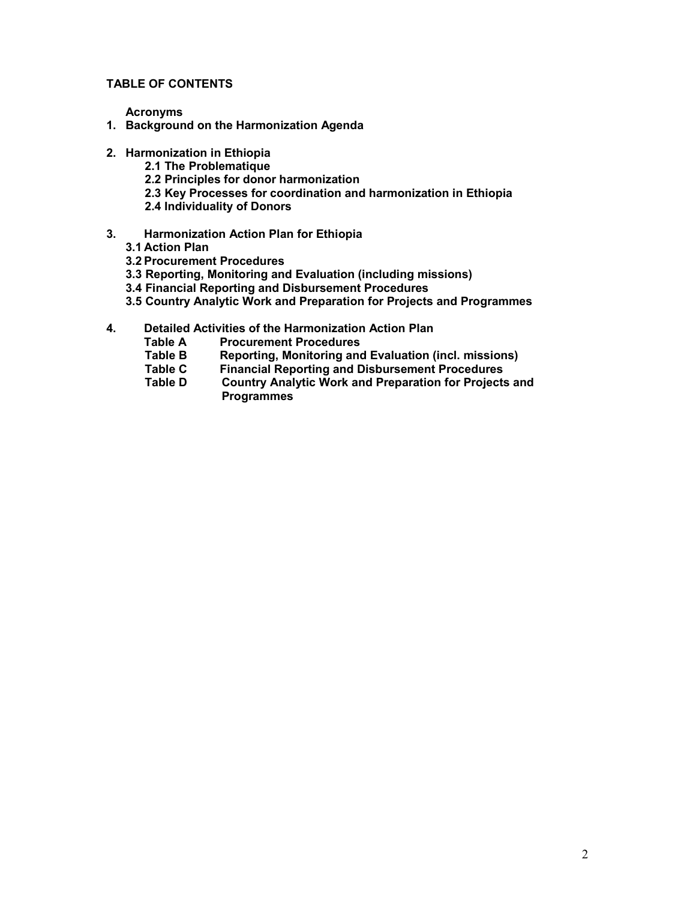**TABLE OF CONTENTS**

**Acronyms**

1. **Background on the Harmonization Agenda**

2. **Harmonization in Ethiopia**
   - **2.1 The Problematique**
   - **2.2 Principles for donor harmonization**
   - **2.3 Key Processes for coordination and harmonization in Ethiopia**
   - **2.4 Individuality of Donors**

3. **Harmonization Action Plan for Ethiopia**
   - **3.1 Action Plan**
   - **3.2 Procurement Procedures**
   - **3.3 Reporting, Monitoring and Evaluation (including missions)**
   - **3.4 Financial Reporting and Disbursement Procedures**
   - **3.5 Country Analytic Work and Preparation for Projects and Programmes**

4. **Detailed Activities of the Harmonization Action Plan**
   - **Table A** **Procurement Procedures**
   - **Table B** **Reporting, Monitoring and Evaluation (incl. missions)**
   - **Table C** **Financial Reporting and Disbursement Procedures**
   - **Table D** **Country Analytic Work and Preparation for Projects and Programmes**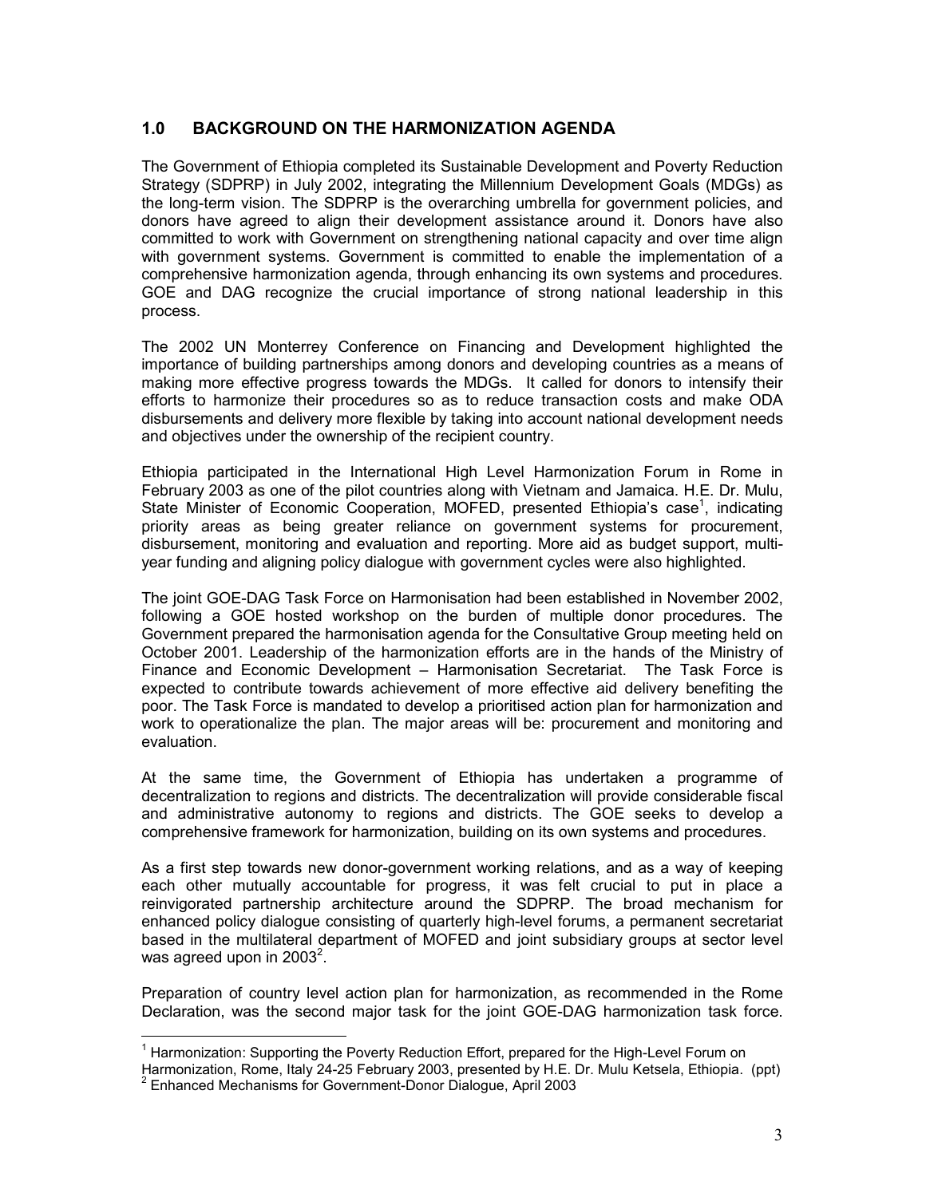## 1.0 BACKGROUND ON THE HARMONIZATION AGENDA

The Government of Ethiopia completed its Sustainable Development and Poverty Reduction Strategy (SDPRP) in July 2002, integrating the Millennium Development Goals (MDGs) as the long-term vision. The SDPRP is the overarching umbrella for government policies, and donors have agreed to align their development assistance around it. Donors have also committed to work with Government on strengthening national capacity and over time align with government systems. Government is committed to enable the implementation of a comprehensive harmonization agenda, through enhancing its own systems and procedures. GOE and DAG recognize the crucial importance of strong national leadership in this process.

The 2002 UN Monterrey Conference on Financing and Development highlighted the importance of building partnerships among donors and developing countries as a means of making more effective progress towards the MDGs. It called for donors to intensify their efforts to harmonize their procedures so as to reduce transaction costs and make ODA disbursements and delivery more flexible by taking into account national development needs and objectives under the ownership of the recipient country.

Ethiopia participated in the International High Level Harmonization Forum in Rome in February 2003 as one of the pilot countries along with Vietnam and Jamaica. H.E. Dr. Mulu, State Minister of Economic Cooperation, MOFED, presented Ethiopia's case[1], indicating priority areas as being greater reliance on government systems for procurement, disbursement, monitoring and evaluation and reporting. More aid as budget support, multi-year funding and aligning policy dialogue with government cycles were also highlighted.

The joint GOE-DAG Task Force on Harmonisation had been established in November 2002, following a GOE hosted workshop on the burden of multiple donor procedures. The Government prepared the harmonisation agenda for the Consultative Group meeting held on October 2001. Leadership of the harmonization efforts are in the hands of the Ministry of Finance and Economic Development – Harmonisation Secretariat. The Task Force is expected to contribute towards achievement of more effective aid delivery benefiting the poor. The Task Force is mandated to develop a prioritised action plan for harmonization and work to operationalize the plan. The major areas will be: procurement and monitoring and evaluation.

At the same time, the Government of Ethiopia has undertaken a programme of decentralization to regions and districts. The decentralization will provide considerable fiscal and administrative autonomy to regions and districts. The GOE seeks to develop a comprehensive framework for harmonization, building on its own systems and procedures.

As a first step towards new donor-government working relations, and as a way of keeping each other mutually accountable for progress, it was felt crucial to put in place a reinvigorated partnership architecture around the SDPRP. The broad mechanism for enhanced policy dialogue consisting of quarterly high-level forums, a permanent secretariat based in the multilateral department of MOFED and joint subsidiary groups at sector level was agreed upon in 2003[2].

Preparation of country level action plan for harmonization, as recommended in the Rome Declaration, was the second major task for the joint GOE-DAG harmonization task force.

---

[1] Harmonization: Supporting the Poverty Reduction Effort, prepared for the High-Level Forum on Harmonization, Rome, Italy 24-25 February 2003, presented by H.E. Dr. Mulu Ketsela, Ethiopia. (ppt)

[2] Enhanced Mechanisms for Government-Donor Dialogue, April 2003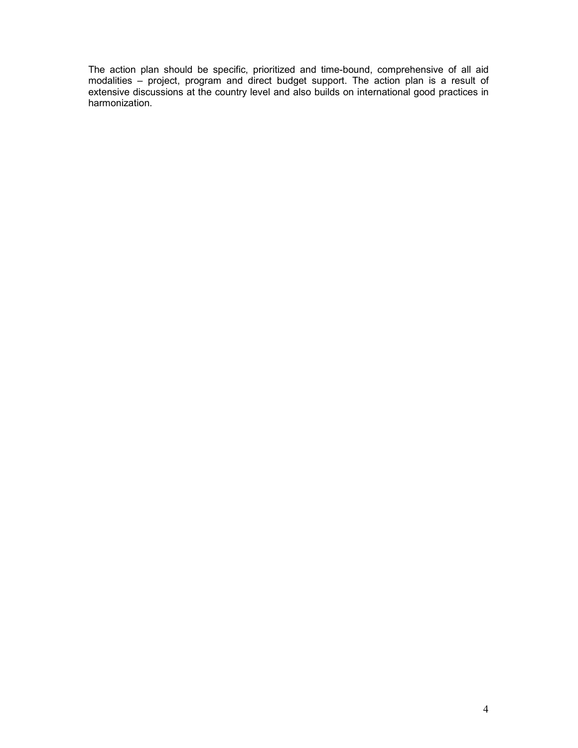The action plan should be specific, prioritized and time-bound, comprehensive of all aid modalities – project, program and direct budget support. The action plan is a result of extensive discussions at the country level and also builds on international good practices in harmonization.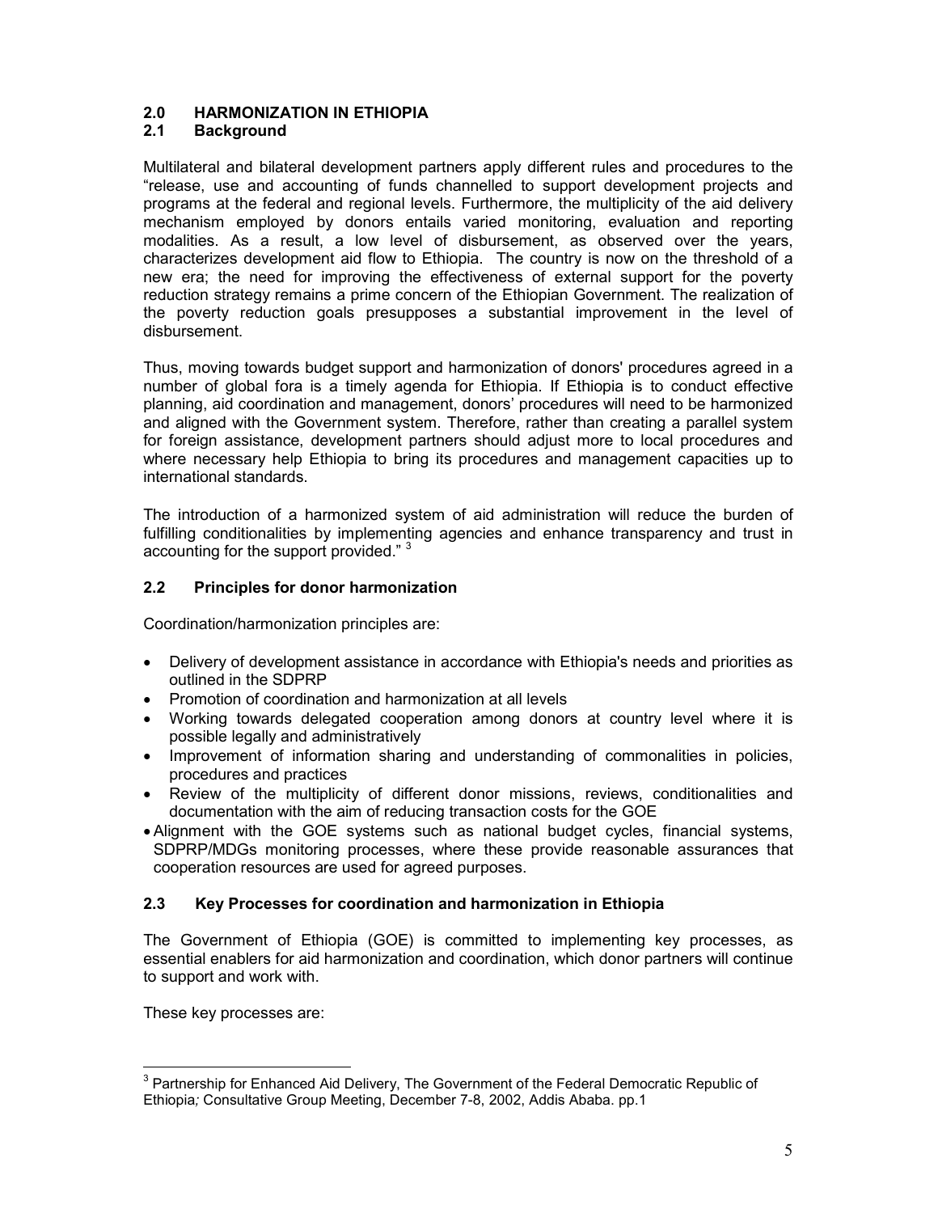# 2.0 HARMONIZATION IN ETHIOPIA

## 2.1 Background

Multilateral and bilateral development partners apply different rules and procedures to the "release, use and accounting of funds channelled to support development projects and programs at the federal and regional levels. Furthermore, the multiplicity of the aid delivery mechanism employed by donors entails varied monitoring, evaluation and reporting modalities. As a result, a low level of disbursement, as observed over the years, characterizes development aid flow to Ethiopia. The country is now on the threshold of a new era; the need for improving the effectiveness of external support for the poverty reduction strategy remains a prime concern of the Ethiopian Government. The realization of the poverty reduction goals presupposes a substantial improvement in the level of disbursement.

Thus, moving towards budget support and harmonization of donors' procedures agreed in a number of global fora is a timely agenda for Ethiopia. If Ethiopia is to conduct effective planning, aid coordination and management, donors' procedures will need to be harmonized and aligned with the Government system. Therefore, rather than creating a parallel system for foreign assistance, development partners should adjust more to local procedures and where necessary help Ethiopia to bring its procedures and management capacities up to international standards.

The introduction of a harmonized system of aid administration will reduce the burden of fulfilling conditionalities by implementing agencies and enhance transparency and trust in accounting for the support provided." [3]

## 2.2 Principles for donor harmonization

Coordination/harmonization principles are:

- Delivery of development assistance in accordance with Ethiopia's needs and priorities as outlined in the SDPRP
- Promotion of coordination and harmonization at all levels
- Working towards delegated cooperation among donors at country level where it is possible legally and administratively
- Improvement of information sharing and understanding of commonalities in policies, procedures and practices
- Review of the multiplicity of different donor missions, reviews, conditionalities and documentation with the aim of reducing transaction costs for the GOE
- Alignment with the GOE systems such as national budget cycles, financial systems, SDPRP/MDGs monitoring processes, where these provide reasonable assurances that cooperation resources are used for agreed purposes.

## 2.3 Key Processes for coordination and harmonization in Ethiopia

The Government of Ethiopia (GOE) is committed to implementing key processes, as essential enablers for aid harmonization and coordination, which donor partners will continue to support and work with.

These key processes are:

[3] Partnership for Enhanced Aid Delivery, The Government of the Federal Democratic Republic of Ethiopia*;* Consultative Group Meeting, December 7-8, 2002, Addis Ababa. pp.1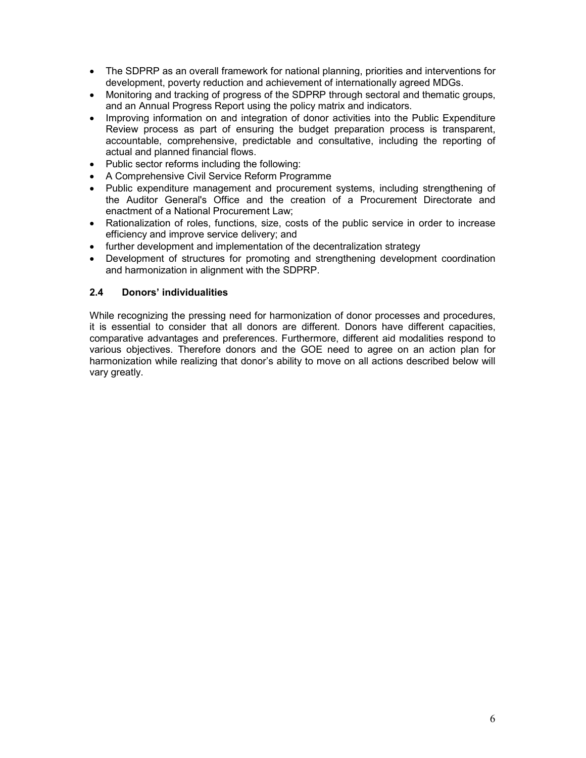- The SDPRP as an overall framework for national planning, priorities and interventions for development, poverty reduction and achievement of internationally agreed MDGs.
- Monitoring and tracking of progress of the SDPRP through sectoral and thematic groups, and an Annual Progress Report using the policy matrix and indicators.
- Improving information on and integration of donor activities into the Public Expenditure Review process as part of ensuring the budget preparation process is transparent, accountable, comprehensive, predictable and consultative, including the reporting of actual and planned financial flows.
- Public sector reforms including the following:
- A Comprehensive Civil Service Reform Programme
- Public expenditure management and procurement systems, including strengthening of the Auditor General's Office and the creation of a Procurement Directorate and enactment of a National Procurement Law;
- Rationalization of roles, functions, size, costs of the public service in order to increase efficiency and improve service delivery; and
- further development and implementation of the decentralization strategy
- Development of structures for promoting and strengthening development coordination and harmonization in alignment with the SDPRP.

### 2.4 Donors' individualities

While recognizing the pressing need for harmonization of donor processes and procedures, it is essential to consider that all donors are different. Donors have different capacities, comparative advantages and preferences. Furthermore, different aid modalities respond to various objectives. Therefore donors and the GOE need to agree on an action plan for harmonization while realizing that donor's ability to move on all actions described below will vary greatly.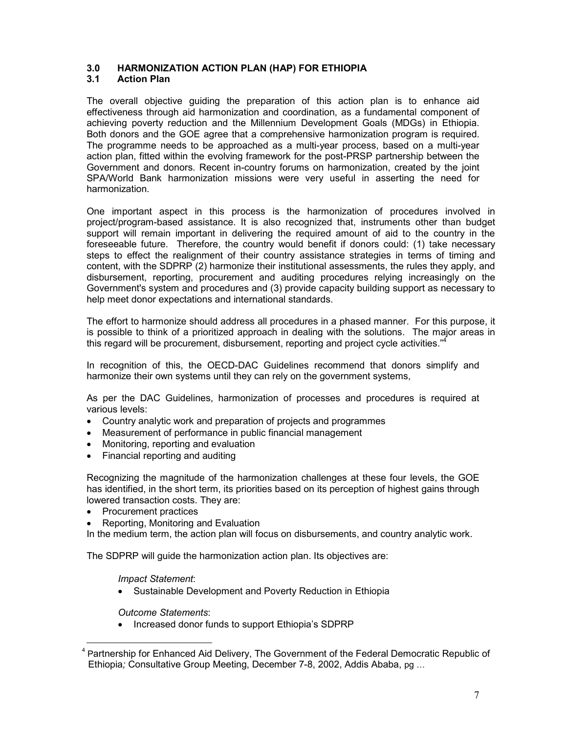## 3.0 HARMONIZATION ACTION PLAN (HAP) FOR ETHIOPIA

### 3.1 Action Plan

The overall objective guiding the preparation of this action plan is to enhance aid effectiveness through aid harmonization and coordination, as a fundamental component of achieving poverty reduction and the Millennium Development Goals (MDGs) in Ethiopia. Both donors and the GOE agree that a comprehensive harmonization program is required. The programme needs to be approached as a multi-year process, based on a multi-year action plan, fitted within the evolving framework for the post-PRSP partnership between the Government and donors. Recent in-country forums on harmonization, created by the joint SPA/World Bank harmonization missions were very useful in asserting the need for harmonization.

One important aspect in this process is the harmonization of procedures involved in project/program-based assistance. It is also recognized that, instruments other than budget support will remain important in delivering the required amount of aid to the country in the foreseeable future. Therefore, the country would benefit if donors could: (1) take necessary steps to effect the realignment of their country assistance strategies in terms of timing and content, with the SDPRP (2) harmonize their institutional assessments, the rules they apply, and disbursement, reporting, procurement and auditing procedures relying increasingly on the Government's system and procedures and (3) provide capacity building support as necessary to help meet donor expectations and international standards.

The effort to harmonize should address all procedures in a phased manner. For this purpose, it is possible to think of a prioritized approach in dealing with the solutions. The major areas in this regard will be procurement, disbursement, reporting and project cycle activities."[4]

In recognition of this, the OECD-DAC Guidelines recommend that donors simplify and harmonize their own systems until they can rely on the government systems,

As per the DAC Guidelines, harmonization of processes and procedures is required at various levels:

- Country analytic work and preparation of projects and programmes
- Measurement of performance in public financial management
- Monitoring, reporting and evaluation
- Financial reporting and auditing

Recognizing the magnitude of the harmonization challenges at these four levels, the GOE has identified, in the short term, its priorities based on its perception of highest gains through lowered transaction costs. They are:

- Procurement practices
- Reporting, Monitoring and Evaluation

In the medium term, the action plan will focus on disbursements, and country analytic work.

The SDPRP will guide the harmonization action plan. Its objectives are:

*Impact Statement*:

- Sustainable Development and Poverty Reduction in Ethiopia

*Outcome Statements*:

- Increased donor funds to support Ethiopia's SDPRP

[4] Partnership for Enhanced Aid Delivery, The Government of the Federal Democratic Republic of Ethiopia*;* Consultative Group Meeting, December 7-8, 2002, Addis Ababa, pg …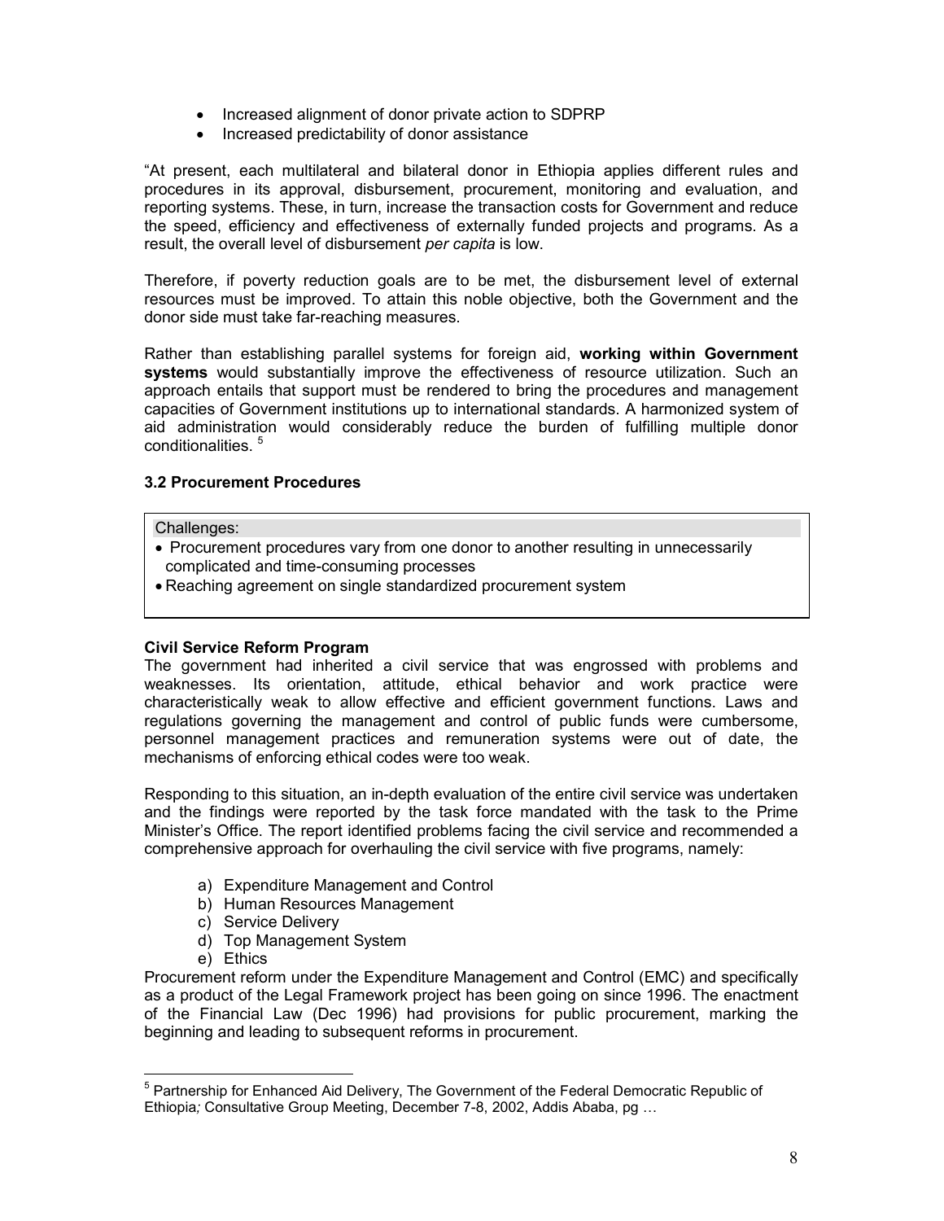- Increased alignment of donor private action to SDPRP
- Increased predictability of donor assistance

"At present, each multilateral and bilateral donor in Ethiopia applies different rules and procedures in its approval, disbursement, procurement, monitoring and evaluation, and reporting systems. These, in turn, increase the transaction costs for Government and reduce the speed, efficiency and effectiveness of externally funded projects and programs. As a result, the overall level of disbursement *per capita* is low.

Therefore, if poverty reduction goals are to be met, the disbursement level of external resources must be improved. To attain this noble objective, both the Government and the donor side must take far-reaching measures.

Rather than establishing parallel systems for foreign aid, **working within Government systems** would substantially improve the effectiveness of resource utilization. Such an approach entails that support must be rendered to bring the procedures and management capacities of Government institutions up to international standards. A harmonized system of aid administration would considerably reduce the burden of fulfilling multiple donor conditionalities. [5]

### 3.2 Procurement Procedures

Challenges:

- Procurement procedures vary from one donor to another resulting in unnecessarily complicated and time-consuming processes
- Reaching agreement on single standardized procurement system

**Civil Service Reform Program**

The government had inherited a civil service that was engrossed with problems and weaknesses. Its orientation, attitude, ethical behavior and work practice were characteristically weak to allow effective and efficient government functions. Laws and regulations governing the management and control of public funds were cumbersome, personnel management practices and remuneration systems were out of date, the mechanisms of enforcing ethical codes were too weak.

Responding to this situation, an in-depth evaluation of the entire civil service was undertaken and the findings were reported by the task force mandated with the task to the Prime Minister's Office. The report identified problems facing the civil service and recommended a comprehensive approach for overhauling the civil service with five programs, namely:

a) Expenditure Management and Control
b) Human Resources Management
c) Service Delivery
d) Top Management System
e) Ethics

Procurement reform under the Expenditure Management and Control (EMC) and specifically as a product of the Legal Framework project has been going on since 1996. The enactment of the Financial Law (Dec 1996) had provisions for public procurement, marking the beginning and leading to subsequent reforms in procurement.

[5] Partnership for Enhanced Aid Delivery, The Government of the Federal Democratic Republic of Ethiopia*;* Consultative Group Meeting, December 7-8, 2002, Addis Ababa, pg …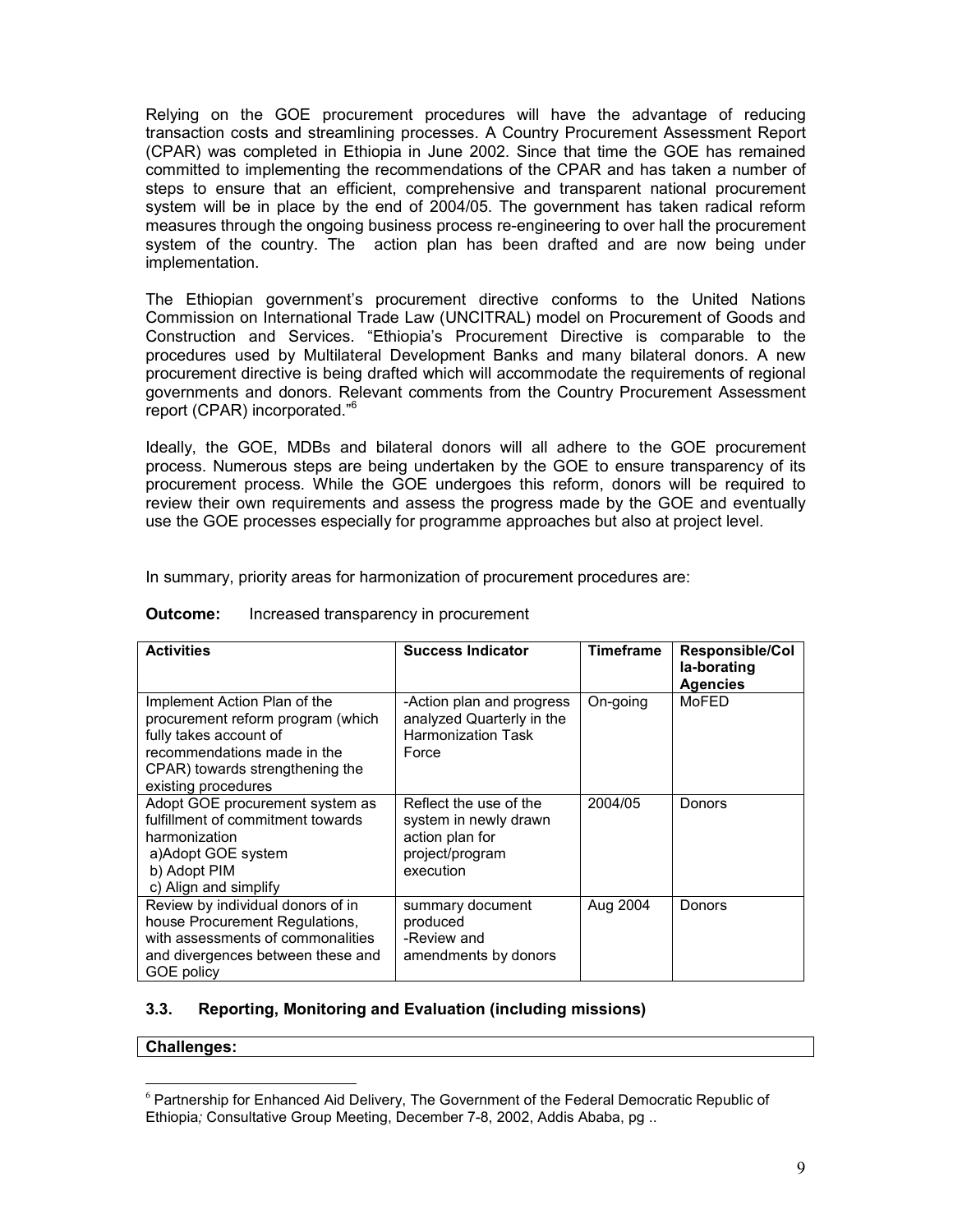Relying on the GOE procurement procedures will have the advantage of reducing transaction costs and streamlining processes. A Country Procurement Assessment Report (CPAR) was completed in Ethiopia in June 2002. Since that time the GOE has remained committed to implementing the recommendations of the CPAR and has taken a number of steps to ensure that an efficient, comprehensive and transparent national procurement system will be in place by the end of 2004/05. The government has taken radical reform measures through the ongoing business process re-engineering to over hall the procurement system of the country. The action plan has been drafted and are now being under implementation.

The Ethiopian government's procurement directive conforms to the United Nations Commission on International Trade Law (UNCITRAL) model on Procurement of Goods and Construction and Services. "Ethiopia's Procurement Directive is comparable to the procedures used by Multilateral Development Banks and many bilateral donors. A new procurement directive is being drafted which will accommodate the requirements of regional governments and donors. Relevant comments from the Country Procurement Assessment report (CPAR) incorporated."[6]

Ideally, the GOE, MDBs and bilateral donors will all adhere to the GOE procurement process. Numerous steps are being undertaken by the GOE to ensure transparency of its procurement process. While the GOE undergoes this reform, donors will be required to review their own requirements and assess the progress made by the GOE and eventually use the GOE processes especially for programme approaches but also at project level.

In summary, priority areas for harmonization of procurement procedures are:

**Outcome:** Increased transparency in procurement

| Activities | Success Indicator | Timeframe | Responsible/Colla-borating Agencies |
|---|---|---|---|
| Implement Action Plan of the procurement reform program (which fully takes account of recommendations made in the CPAR) towards strengthening the existing procedures | -Action plan and progress analyzed Quarterly in the Harmonization Task Force | On-going | MoFED |
| Adopt GOE procurement system as fulfillment of commitment towards harmonization<br>a)Adopt GOE system<br>b) Adopt PIM<br>c) Align and simplify | Reflect the use of the system in newly drawn action plan for project/program execution | 2004/05 | Donors |
| Review by individual donors of in house Procurement Regulations, with assessments of commonalities and divergences between these and GOE policy | summary document produced<br>-Review and amendments by donors | Aug 2004 | Donors |

### 3.3. Reporting, Monitoring and Evaluation (including missions)

**Challenges:**

[6] Partnership for Enhanced Aid Delivery, The Government of the Federal Democratic Republic of Ethiopia*;* Consultative Group Meeting, December 7-8, 2002, Addis Ababa, pg ..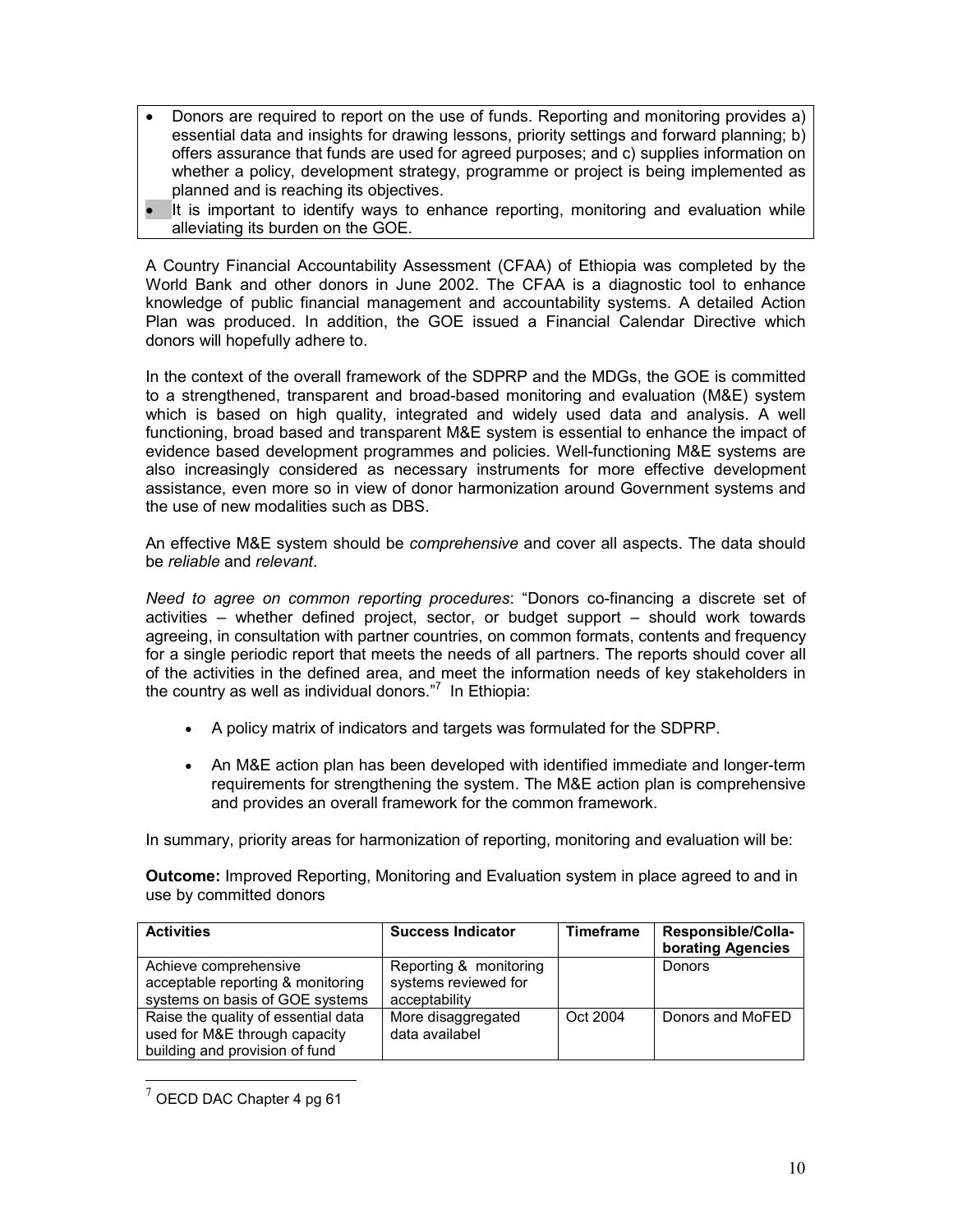- Donors are required to report on the use of funds. Reporting and monitoring provides a) essential data and insights for drawing lessons, priority settings and forward planning; b) offers assurance that funds are used for agreed purposes; and c) supplies information on whether a policy, development strategy, programme or project is being implemented as planned and is reaching its objectives.
- It is important to identify ways to enhance reporting, monitoring and evaluation while alleviating its burden on the GOE.

A Country Financial Accountability Assessment (CFAA) of Ethiopia was completed by the World Bank and other donors in June 2002. The CFAA is a diagnostic tool to enhance knowledge of public financial management and accountability systems. A detailed Action Plan was produced. In addition, the GOE issued a Financial Calendar Directive which donors will hopefully adhere to.

In the context of the overall framework of the SDPRP and the MDGs, the GOE is committed to a strengthened, transparent and broad-based monitoring and evaluation (M&E) system which is based on high quality, integrated and widely used data and analysis. A well functioning, broad based and transparent M&E system is essential to enhance the impact of evidence based development programmes and policies. Well-functioning M&E systems are also increasingly considered as necessary instruments for more effective development assistance, even more so in view of donor harmonization around Government systems and the use of new modalities such as DBS.

An effective M&E system should be *comprehensive* and cover all aspects. The data should be *reliable* and *relevant*.

*Need to agree on common reporting procedures*: "Donors co-financing a discrete set of activities – whether defined project, sector, or budget support – should work towards agreeing, in consultation with partner countries, on common formats, contents and frequency for a single periodic report that meets the needs of all partners. The reports should cover all of the activities in the defined area, and meet the information needs of key stakeholders in the country as well as individual donors."[7] In Ethiopia:

- A policy matrix of indicators and targets was formulated for the SDPRP.
- An M&E action plan has been developed with identified immediate and longer-term requirements for strengthening the system. The M&E action plan is comprehensive and provides an overall framework for the common framework.

In summary, priority areas for harmonization of reporting, monitoring and evaluation will be:

**Outcome:** Improved Reporting, Monitoring and Evaluation system in place agreed to and in use by committed donors

| Activities | Success Indicator | Timeframe | Responsible/Collaborating Agencies |
|---|---|---|---|
| Achieve comprehensive acceptable reporting & monitoring systems on basis of GOE systems | Reporting & monitoring systems reviewed for acceptability | | Donors |
| Raise the quality of essential data used for M&E through capacity building and provision of fund | More disaggregated data availabel | Oct 2004 | Donors and MoFED |

[7] OECD DAC Chapter 4 pg 61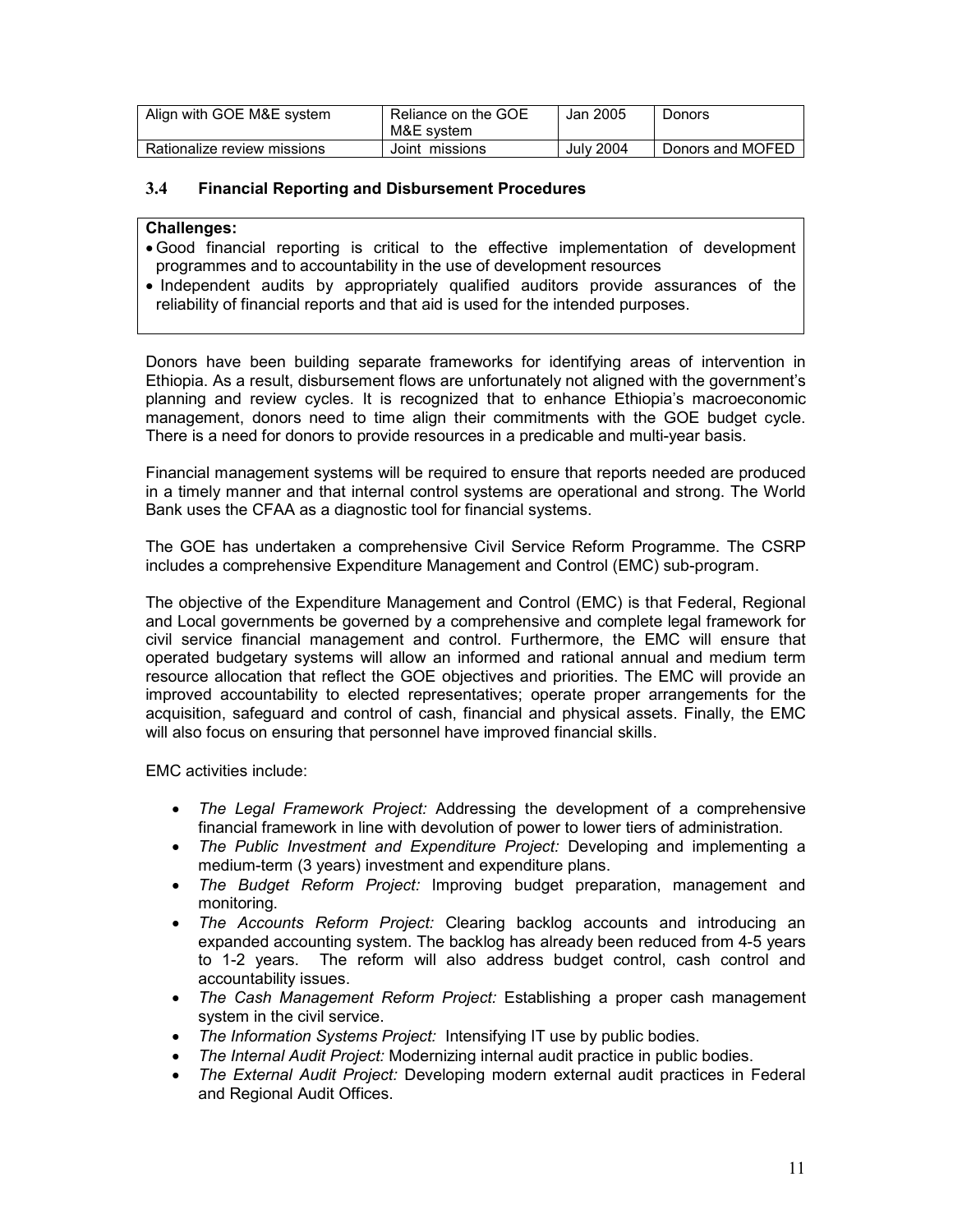| Align with GOE M&E system | Reliance on the GOE M&E system | Jan 2005 | Donors |
|---|---|---|---|
| Rationalize review missions | Joint missions | July 2004 | Donors and MOFED |

### 3.4 Financial Reporting and Disbursement Procedures

**Challenges:**

- Good financial reporting is critical to the effective implementation of development programmes and to accountability in the use of development resources
- Independent audits by appropriately qualified auditors provide assurances of the reliability of financial reports and that aid is used for the intended purposes.

Donors have been building separate frameworks for identifying areas of intervention in Ethiopia. As a result, disbursement flows are unfortunately not aligned with the government's planning and review cycles. It is recognized that to enhance Ethiopia's macroeconomic management, donors need to time align their commitments with the GOE budget cycle. There is a need for donors to provide resources in a predicable and multi-year basis.

Financial management systems will be required to ensure that reports needed are produced in a timely manner and that internal control systems are operational and strong. The World Bank uses the CFAA as a diagnostic tool for financial systems.

The GOE has undertaken a comprehensive Civil Service Reform Programme. The CSRP includes a comprehensive Expenditure Management and Control (EMC) sub-program.

The objective of the Expenditure Management and Control (EMC) is that Federal, Regional and Local governments be governed by a comprehensive and complete legal framework for civil service financial management and control. Furthermore, the EMC will ensure that operated budgetary systems will allow an informed and rational annual and medium term resource allocation that reflect the GOE objectives and priorities. The EMC will provide an improved accountability to elected representatives; operate proper arrangements for the acquisition, safeguard and control of cash, financial and physical assets. Finally, the EMC will also focus on ensuring that personnel have improved financial skills.

EMC activities include:

- *The Legal Framework Project:* Addressing the development of a comprehensive financial framework in line with devolution of power to lower tiers of administration.
- *The Public Investment and Expenditure Project:* Developing and implementing a medium-term (3 years) investment and expenditure plans.
- *The Budget Reform Project:* Improving budget preparation, management and monitoring.
- *The Accounts Reform Project:* Clearing backlog accounts and introducing an expanded accounting system. The backlog has already been reduced from 4-5 years to 1-2 years. The reform will also address budget control, cash control and accountability issues.
- *The Cash Management Reform Project:* Establishing a proper cash management system in the civil service.
- *The Information Systems Project:* Intensifying IT use by public bodies.
- *The Internal Audit Project:* Modernizing internal audit practice in public bodies.
- *The External Audit Project:* Developing modern external audit practices in Federal and Regional Audit Offices.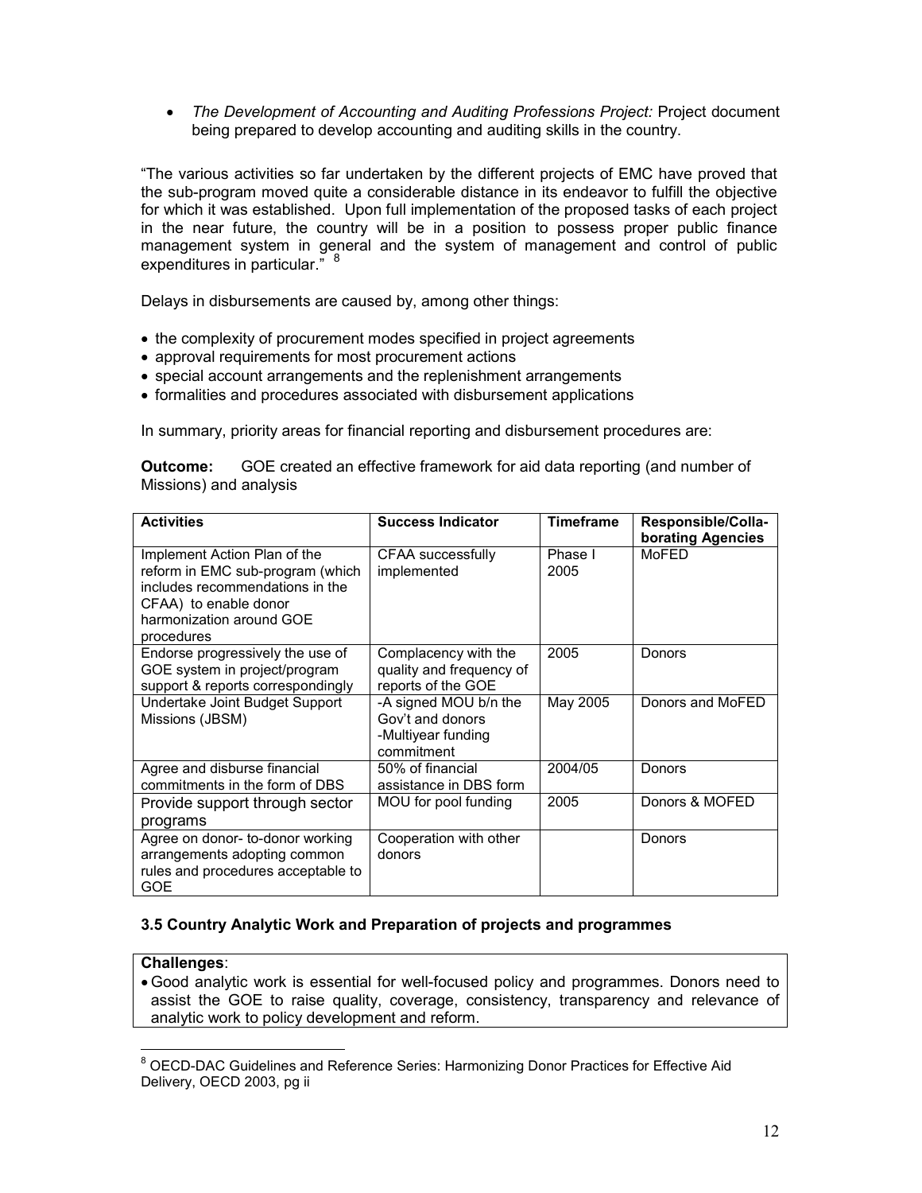- *The Development of Accounting and Auditing Professions Project:* Project document being prepared to develop accounting and auditing skills in the country.

"The various activities so far undertaken by the different projects of EMC have proved that the sub-program moved quite a considerable distance in its endeavor to fulfill the objective for which it was established. Upon full implementation of the proposed tasks of each project in the near future, the country will be in a position to possess proper public finance management system in general and the system of management and control of public expenditures in particular." [8]

Delays in disbursements are caused by, among other things:

- the complexity of procurement modes specified in project agreements
- approval requirements for most procurement actions
- special account arrangements and the replenishment arrangements
- formalities and procedures associated with disbursement applications

In summary, priority areas for financial reporting and disbursement procedures are:

**Outcome:** GOE created an effective framework for aid data reporting (and number of Missions) and analysis

| Activities | Success Indicator | Timeframe | Responsible/Colla-borating Agencies |
|---|---|---|---|
| Implement Action Plan of the reform in EMC sub-program (which includes recommendations in the CFAA) to enable donor harmonization around GOE procedures | CFAA successfully implemented | Phase I 2005 | MoFED |
| Endorse progressively the use of GOE system in project/program support & reports correspondingly | Complacency with the quality and frequency of reports of the GOE | 2005 | Donors |
| Undertake Joint Budget Support Missions (JBSM) | -A signed MOU b/n the Gov't and donors<br>-Multiyear funding commitment | May 2005 | Donors and MoFED |
| Agree and disburse financial commitments in the form of DBS | 50% of financial assistance in DBS form | 2004/05 | Donors |
| Provide support through sector programs | MOU for pool funding | 2005 | Donors & MOFED |
| Agree on donor- to-donor working arrangements adopting common rules and procedures acceptable to GOE | Cooperation with other donors | | Donors |

### 3.5 Country Analytic Work and Preparation of projects and programmes

**Challenges**:

- Good analytic work is essential for well-focused policy and programmes. Donors need to assist the GOE to raise quality, coverage, consistency, transparency and relevance of analytic work to policy development and reform.

[8] OECD-DAC Guidelines and Reference Series: Harmonizing Donor Practices for Effective Aid Delivery, OECD 2003, pg ii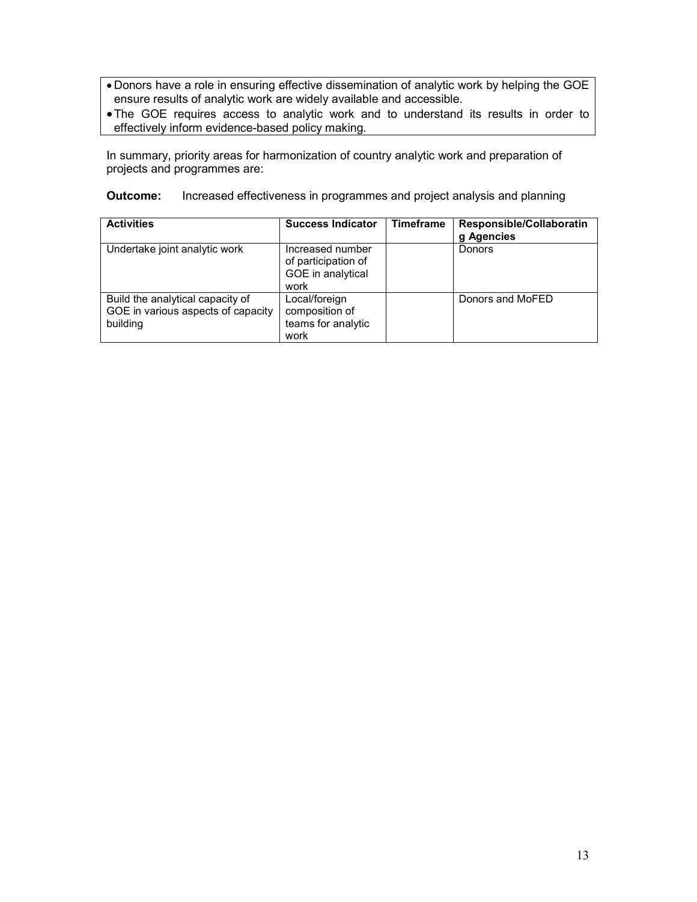- Donors have a role in ensuring effective dissemination of analytic work by helping the GOE ensure results of analytic work are widely available and accessible.
- The GOE requires access to analytic work and to understand its results in order to effectively inform evidence-based policy making.

In summary, priority areas for harmonization of country analytic work and preparation of projects and programmes are:

**Outcome:** Increased effectiveness in programmes and project analysis and planning

| Activities | Success Indicator | Timeframe | Responsible/Collaborating Agencies |
|---|---|---|---|
| Undertake joint analytic work | Increased number of participation of GOE in analytical work | | Donors |
| Build the analytical capacity of GOE in various aspects of capacity building | Local/foreign composition of teams for analytic work | | Donors and MoFED |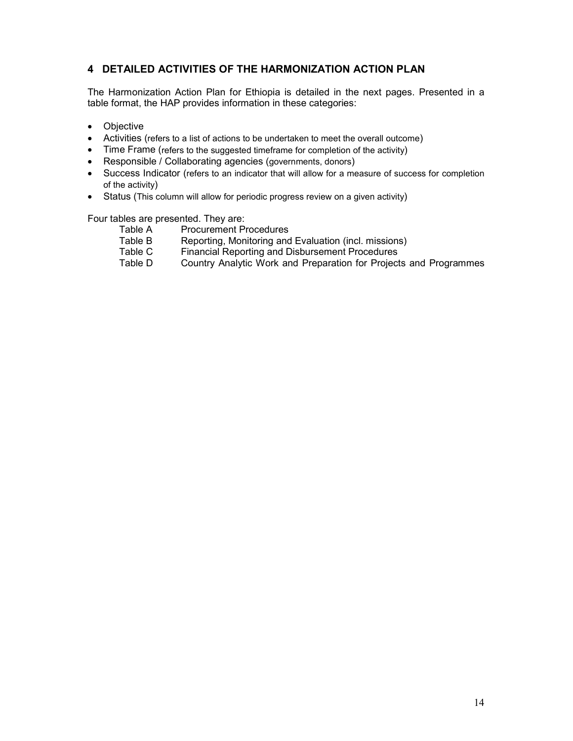## 4 DETAILED ACTIVITIES OF THE HARMONIZATION ACTION PLAN

The Harmonization Action Plan for Ethiopia is detailed in the next pages. Presented in a table format, the HAP provides information in these categories:

- Objective
- Activities (refers to a list of actions to be undertaken to meet the overall outcome)
- Time Frame (refers to the suggested timeframe for completion of the activity)
- Responsible / Collaborating agencies (governments, donors)
- Success Indicator (refers to an indicator that will allow for a measure of success for completion of the activity)
- Status (This column will allow for periodic progress review on a given activity)

Four tables are presented. They are:

| | |
|---|---|
| Table A | Procurement Procedures |
| Table B | Reporting, Monitoring and Evaluation (incl. missions) |
| Table C | Financial Reporting and Disbursement Procedures |
| Table D | Country Analytic Work and Preparation for Projects and Programmes |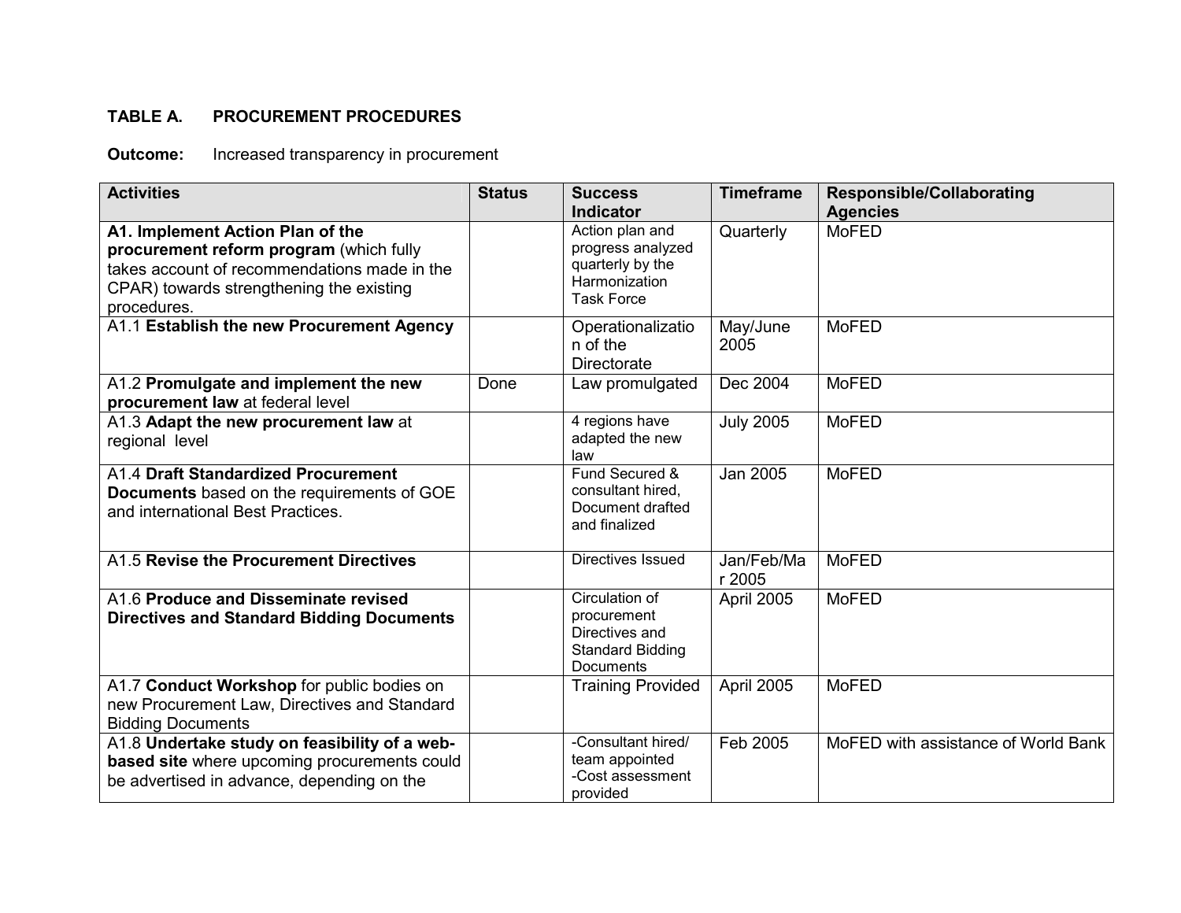**TABLE A. PROCUREMENT PROCEDURES**

**Outcome:** Increased transparency in procurement

| Activities | Status | Success Indicator | Timeframe | Responsible/Collaborating Agencies |
|---|---|---|---|---|
| **A1. Implement Action Plan of the procurement reform program** (which fully takes account of recommendations made in the CPAR) towards strengthening the existing procedures. | | Action plan and progress analyzed quarterly by the Harmonization Task Force | Quarterly | MoFED |
| A1.1 **Establish the new Procurement Agency** | | Operationalization of the Directorate | May/June 2005 | MoFED |
| A1.2 **Promulgate and implement the new procurement law** at federal level | Done | Law promulgated | Dec 2004 | MoFED |
| A1.3 **Adapt the new procurement law** at regional level | | 4 regions have adapted the new law | July 2005 | MoFED |
| A1.4 **Draft Standardized Procurement Documents** based on the requirements of GOE and international Best Practices. | | Fund Secured & consultant hired, Document drafted and finalized | Jan 2005 | MoFED |
| A1.5 **Revise the Procurement Directives** | | Directives Issued | Jan/Feb/Mar 2005 | MoFED |
| A1.6 **Produce and Disseminate revised Directives and Standard Bidding Documents** | | Circulation of procurement Directives and Standard Bidding Documents | April 2005 | MoFED |
| A1.7 **Conduct Workshop** for public bodies on new Procurement Law, Directives and Standard Bidding Documents | | Training Provided | April 2005 | MoFED |
| A1.8 **Undertake study on feasibility of a web-based site** where upcoming procurements could be advertised in advance, depending on the | | -Consultant hired/ team appointed<br>-Cost assessment provided | Feb 2005 | MoFED with assistance of World Bank |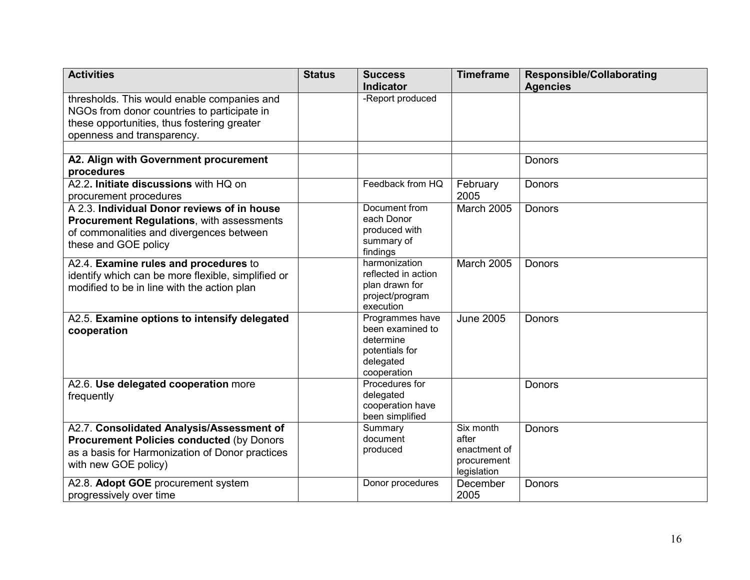| Activities | Status | Success Indicator | Timeframe | Responsible/Collaborating Agencies |
|---|---|---|---|---|
| thresholds. This would enable companies and NGOs from donor countries to participate in these opportunities, thus fostering greater openness and transparency. | | -Report produced | | |
| | | | | |
| **A2. Align with Government procurement procedures** | | | | Donors |
| A2.2**. Initiate discussions** with HQ on procurement procedures | | Feedback from HQ | February 2005 | Donors |
| A 2.3. **Individual Donor reviews of in house Procurement Regulations**, with assessments of commonalities and divergences between these and GOE policy | | Document from each Donor produced with summary of findings | March 2005 | Donors |
| A2.4. **Examine rules and procedures** to identify which can be more flexible, simplified or modified to be in line with the action plan | | harmonization reflected in action plan drawn for project/program execution | March 2005 | Donors |
| A2.5. **Examine options to intensify delegated cooperation** | | Programmes have been examined to determine potentials for delegated cooperation | June 2005 | Donors |
| A2.6. **Use delegated cooperation** more frequently | | Procedures for delegated cooperation have been simplified | | Donors |
| A2.7. **Consolidated Analysis/Assessment of Procurement Policies conducted** (by Donors as a basis for Harmonization of Donor practices with new GOE policy) | | Summary document produced | Six month after enactment of procurement legislation | Donors |
| A2.8. **Adopt GOE** procurement system progressively over time | | Donor procedures | December 2005 | Donors |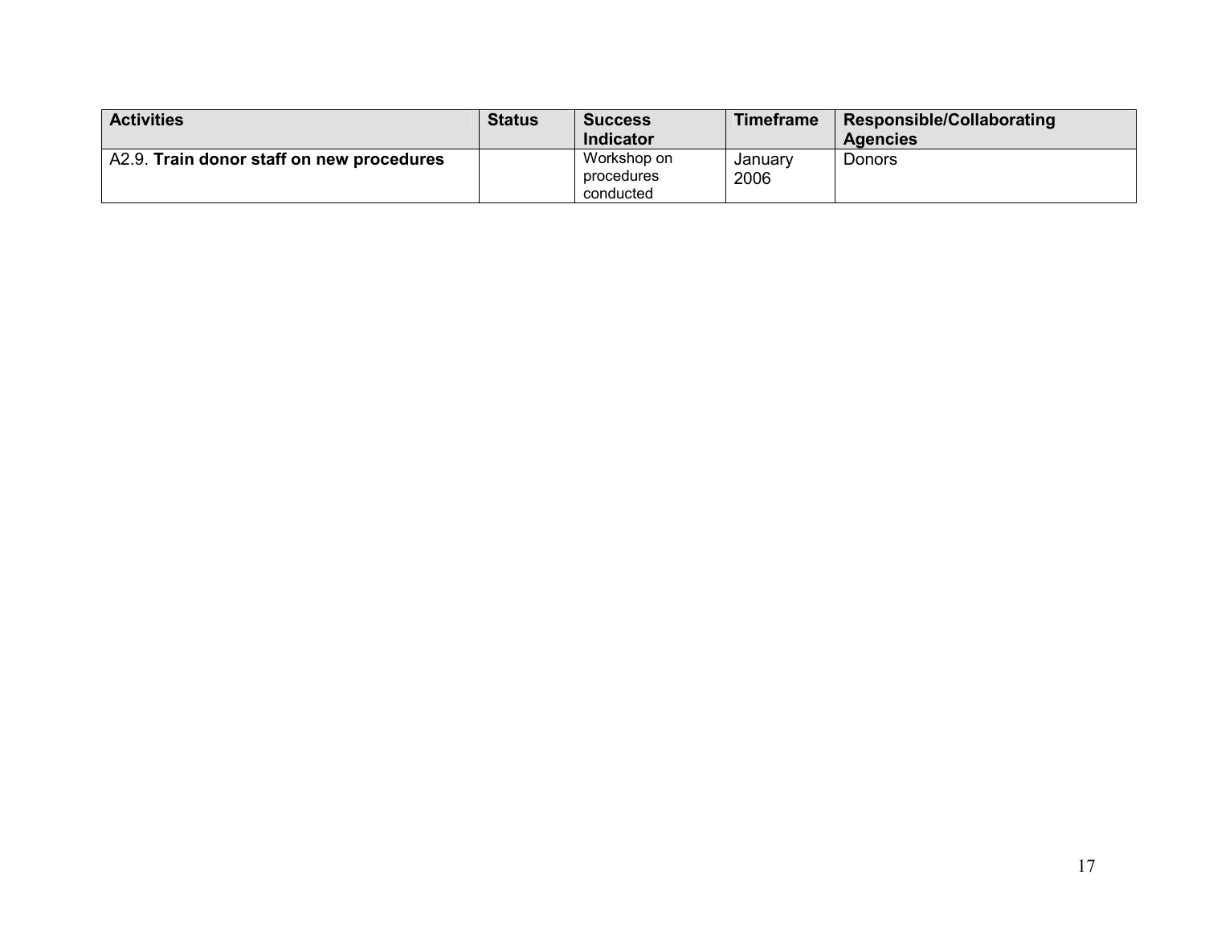| Activities | Status | Success Indicator | Timeframe | Responsible/Collaborating Agencies |
| --- | --- | --- | --- | --- |
| A2.9. **Train donor staff on new procedures** | | Workshop on procedures conducted | January 2006 | Donors |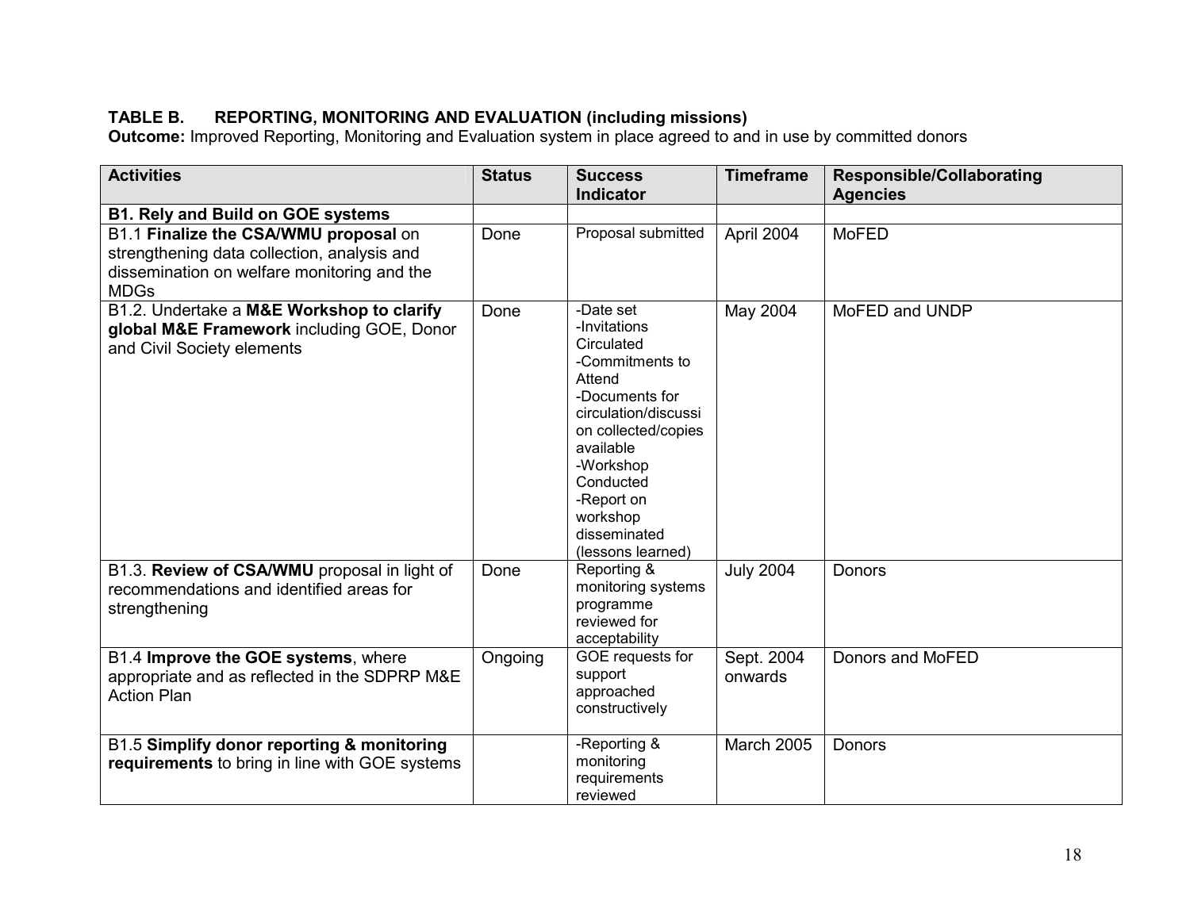**TABLE B. REPORTING, MONITORING AND EVALUATION (including missions)**

**Outcome:** Improved Reporting, Monitoring and Evaluation system in place agreed to and in use by committed donors

| Activities | Status | Success Indicator | Timeframe | Responsible/Collaborating Agencies |
|---|---|---|---|---|
| **B1. Rely and Build on GOE systems** | | | | |
| B1.1 **Finalize the CSA/WMU proposal** on strengthening data collection, analysis and dissemination on welfare monitoring and the MDGs | Done | Proposal submitted | April 2004 | MoFED |
| B1.2. Undertake a **M&E Workshop to clarify global M&E Framework** including GOE, Donor and Civil Society elements | Done | -Date set<br>-Invitations Circulated<br>-Commitments to Attend<br>-Documents for circulation/discussion collected/copies available<br>-Workshop Conducted<br>-Report on workshop disseminated (lessons learned) | May 2004 | MoFED and UNDP |
| B1.3. **Review of CSA/WMU** proposal in light of recommendations and identified areas for strengthening | Done | Reporting & monitoring systems programme reviewed for acceptability | July 2004 | Donors |
| B1.4 **Improve the GOE systems**, where appropriate and as reflected in the SDPRP M&E Action Plan | Ongoing | GOE requests for support approached constructively | Sept. 2004 onwards | Donors and MoFED |
| B1.5 **Simplify donor reporting & monitoring requirements** to bring in line with GOE systems | | -Reporting & monitoring requirements reviewed | March 2005 | Donors |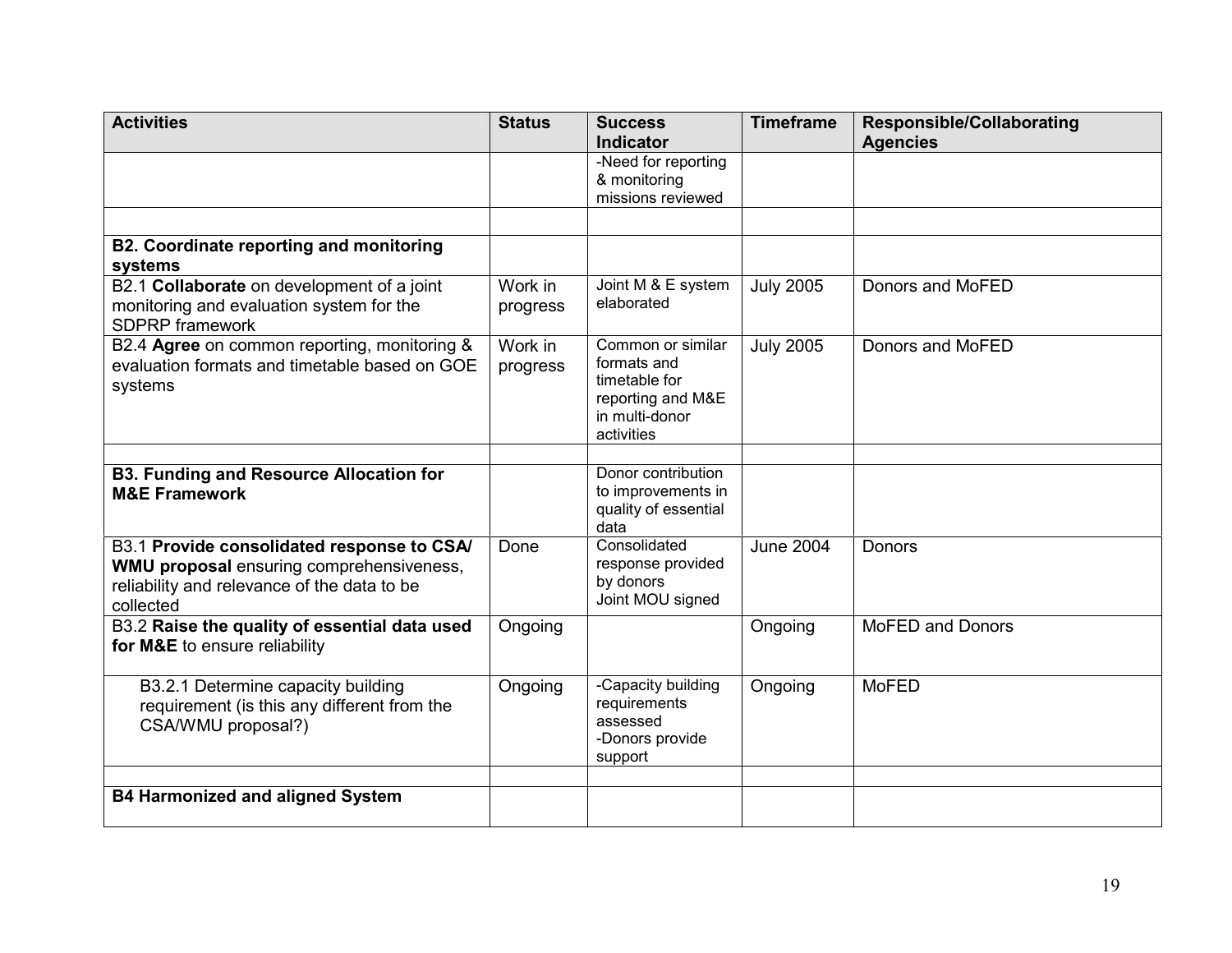| Activities | Status | Success Indicator | Timeframe | Responsible/Collaborating Agencies |
|---|---|---|---|---|
| | | -Need for reporting & monitoring missions reviewed | | |
| | | | | |
| **B2. Coordinate reporting and monitoring systems** | | | | |
| B2.1 **Collaborate** on development of a joint monitoring and evaluation system for the SDPRP framework | Work in progress | Joint M & E system elaborated | July 2005 | Donors and MoFED |
| B2.4 **Agree** on common reporting, monitoring & evaluation formats and timetable based on GOE systems | Work in progress | Common or similar formats and timetable for reporting and M&E in multi-donor activities | July 2005 | Donors and MoFED |
| | | | | |
| **B3. Funding and Resource Allocation for M&E Framework** | | Donor contribution to improvements in quality of essential data | | |
| B3.1 **Provide consolidated response to CSA/ WMU proposal** ensuring comprehensiveness, reliability and relevance of the data to be collected | Done | Consolidated response provided by donors<br>Joint MOU signed | June 2004 | Donors |
| B3.2 **Raise the quality of essential data used for M&E** to ensure reliability | Ongoing | | Ongoing | MoFED and Donors |
| B3.2.1 Determine capacity building requirement (is this any different from the CSA/WMU proposal?) | Ongoing | -Capacity building requirements assessed<br>-Donors provide support | Ongoing | MoFED |
| | | | | |
| **B4 Harmonized and aligned System** | | | | |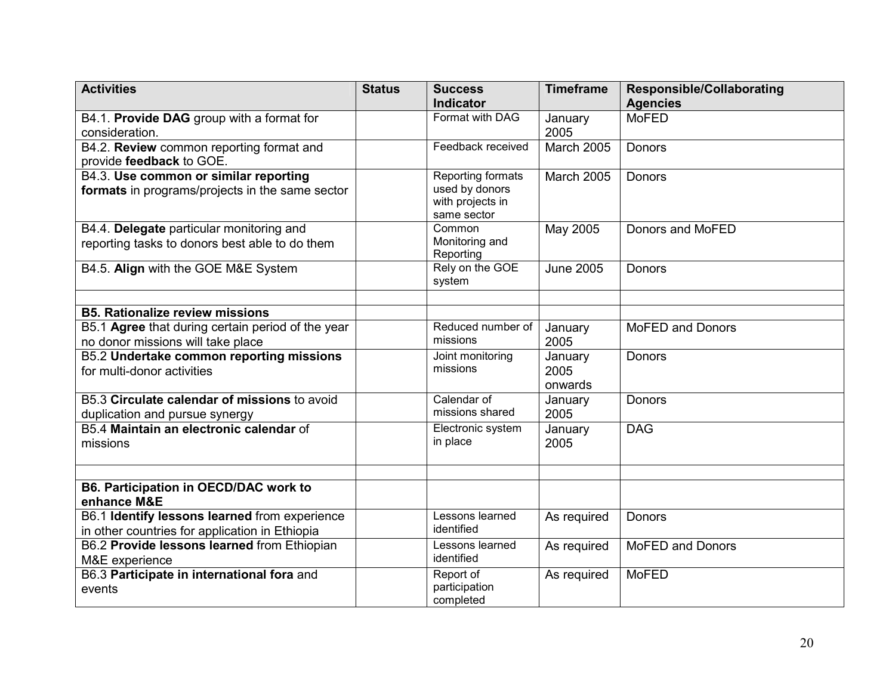| Activities | Status | Success Indicator | Timeframe | Responsible/Collaborating Agencies |
|---|---|---|---|---|
| B4.1. **Provide DAG** group with a format for consideration. | | Format with DAG | January 2005 | MoFED |
| B4.2. **Review** common reporting format and provide **feedback** to GOE. | | Feedback received | March 2005 | Donors |
| B4.3. **Use common or similar reporting formats** in programs/projects in the same sector | | Reporting formats used by donors with projects in same sector | March 2005 | Donors |
| B4.4. **Delegate** particular monitoring and reporting tasks to donors best able to do them | | Common Monitoring and Reporting | May 2005 | Donors and MoFED |
| B4.5. **Align** with the GOE M&E System | | Rely on the GOE system | June 2005 | Donors |
| | | | | |
| **B5. Rationalize review missions** | | | | |
| B5.1 **Agree** that during certain period of the year no donor missions will take place | | Reduced number of missions | January 2005 | MoFED and Donors |
| B5.2 **Undertake common reporting missions** for multi-donor activities | | Joint monitoring missions | January 2005 onwards | Donors |
| B5.3 **Circulate calendar of missions** to avoid duplication and pursue synergy | | Calendar of missions shared | January 2005 | Donors |
| B5.4 **Maintain an electronic calendar** of missions | | Electronic system in place | January 2005 | DAG |
| | | | | |
| **B6. Participation in OECD/DAC work to enhance M&E** | | | | |
| B6.1 **Identify lessons learned** from experience in other countries for application in Ethiopia | | Lessons learned identified | As required | Donors |
| B6.2 **Provide lessons learned** from Ethiopian M&E experience | | Lessons learned identified | As required | MoFED and Donors |
| B6.3 **Participate in international fora** and events | | Report of participation completed | As required | MoFED |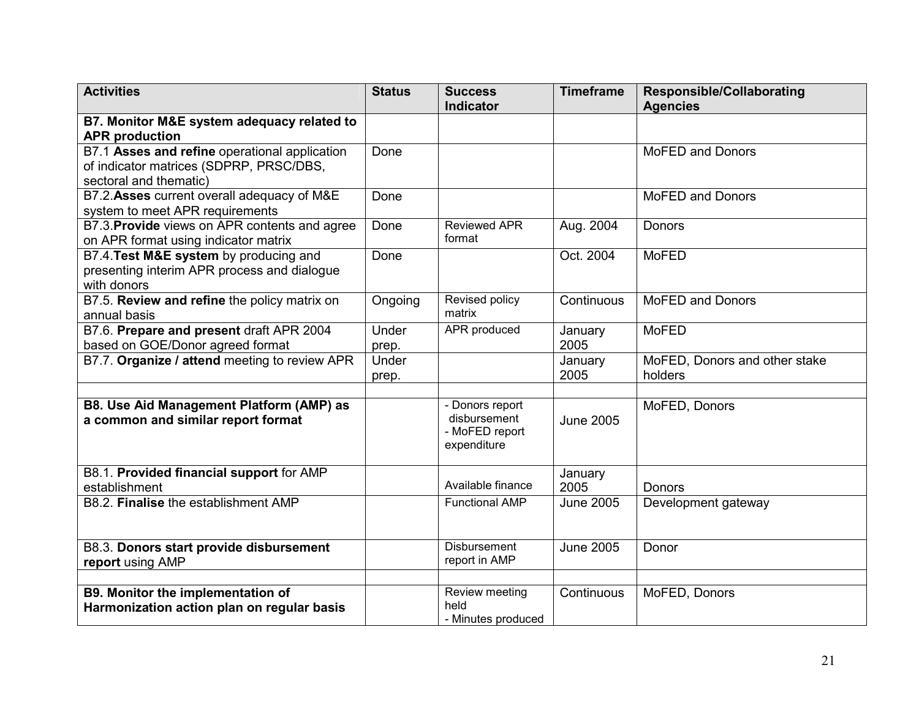| **Activities** | **Status** | **Success Indicator** | **Timeframe** | **Responsible/Collaborating Agencies** |
|---|---|---|---|---|
| **B7. Monitor M&E system adequacy related to APR production** | | | | |
| B7.1 **Asses and refine** operational application of indicator matrices (SDPRP, PRSC/DBS, sectoral and thematic) | Done | | | MoFED and Donors |
| B7.2.**Asses** current overall adequacy of M&E system to meet APR requirements | Done | | | MoFED and Donors |
| B7.3.**Provide** views on APR contents and agree on APR format using indicator matrix | Done | Reviewed APR format | Aug. 2004 | Donors |
| B7.4.**Test M&E system** by producing and presenting interim APR process and dialogue with donors | Done | | Oct. 2004 | MoFED |
| B7.5. **Review and refine** the policy matrix on annual basis | Ongoing | Revised policy matrix | Continuous | MoFED and Donors |
| B7.6. **Prepare and present** draft APR 2004 based on GOE/Donor agreed format | Under prep. | APR produced | January 2005 | MoFED |
| B7.7. **Organize / attend** meeting to review APR | Under prep. | | January 2005 | MoFED, Donors and other stake holders |
| | | | | |
| **B8. Use Aid Management Platform (AMP) as a common and similar report format** | | - Donors report disbursement<br>- MoFED report expenditure | June 2005 | MoFED, Donors |
| B8.1. **Provided financial support** for AMP establishment | | Available finance | January 2005 | Donors |
| B8.2. **Finalise** the establishment AMP | | Functional AMP | June 2005 | Development gateway |
| B8.3. **Donors start provide disbursement report** using AMP | | Disbursement report in AMP | June 2005 | Donor |
| | | | | |
| **B9. Monitor the implementation of Harmonization action plan on regular basis** | | Review meeting held<br>- Minutes produced | Continuous | MoFED, Donors |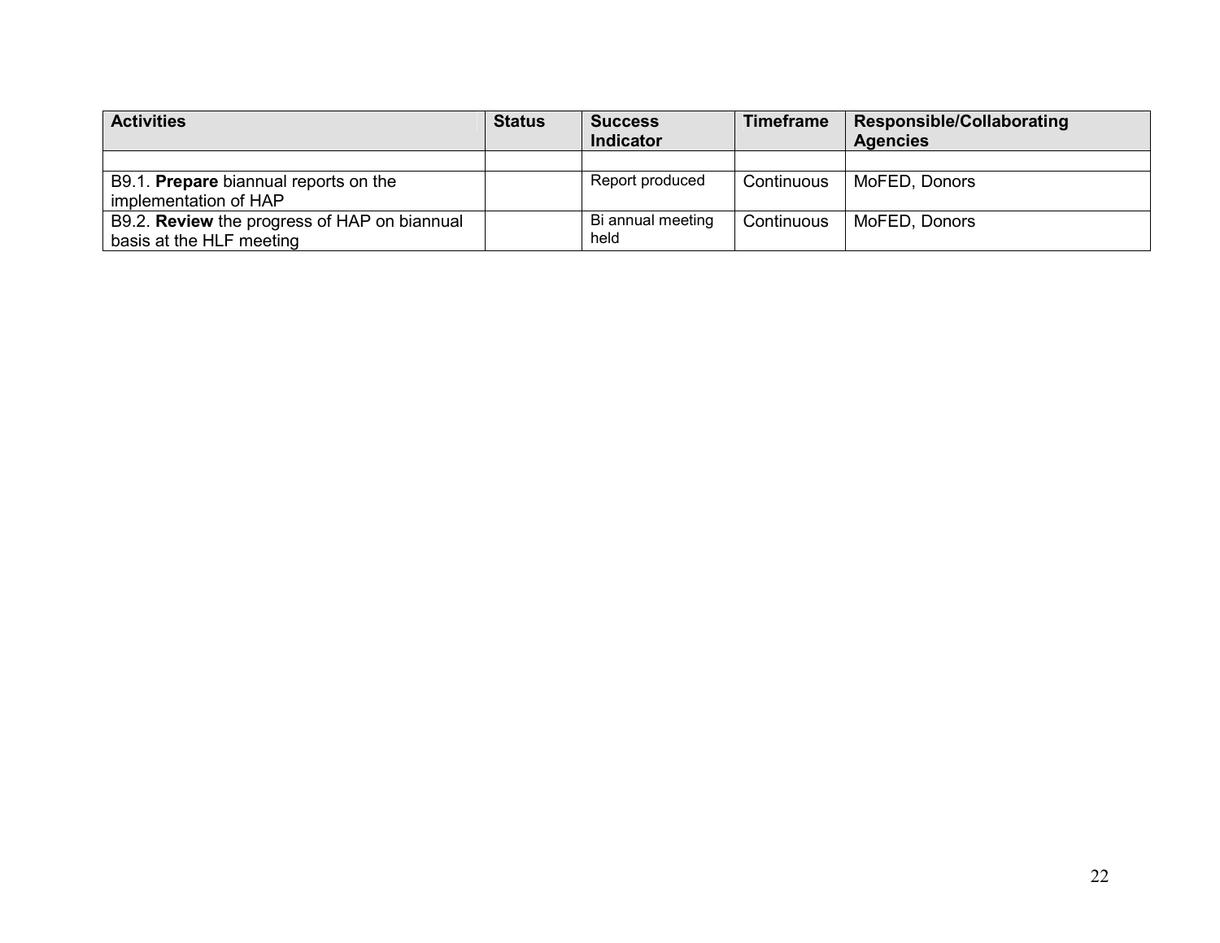| **Activities** | **Status** | **Success Indicator** | **Timeframe** | **Responsible/Collaborating Agencies** |
|---|---|---|---|---|
| | | | | |
| B9.1. **Prepare** biannual reports on the implementation of HAP | | Report produced | Continuous | MoFED, Donors |
| B9.2. **Review** the progress of HAP on biannual basis at the HLF meeting | | Bi annual meeting held | Continuous | MoFED, Donors |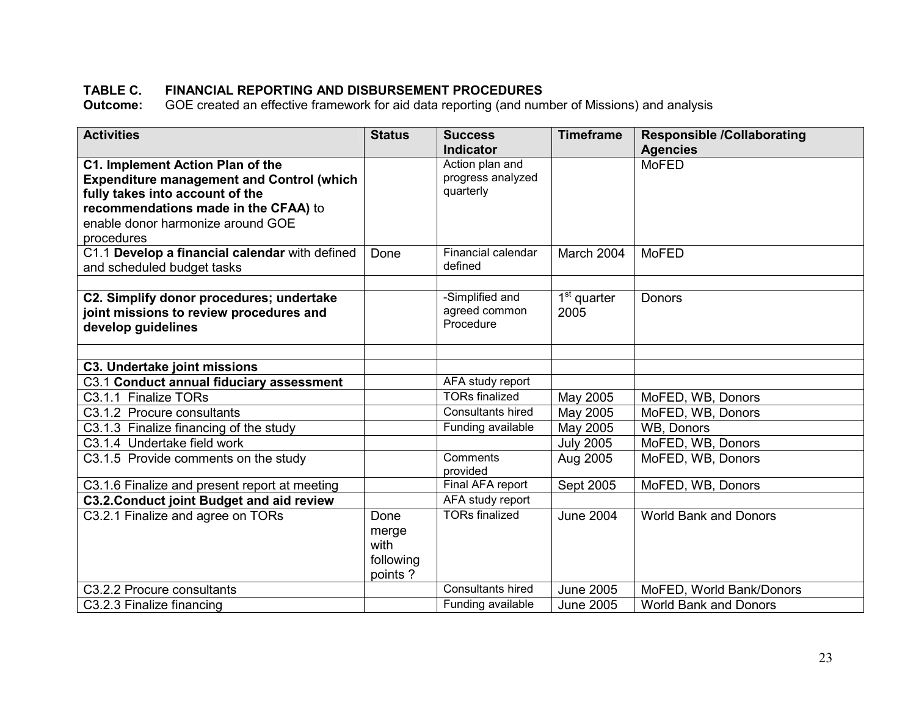**TABLE C. FINANCIAL REPORTING AND DISBURSEMENT PROCEDURES**
**Outcome:** GOE created an effective framework for aid data reporting (and number of Missions) and analysis

| Activities | Status | Success Indicator | Timeframe | Responsible /Collaborating Agencies |
|---|---|---|---|---|
| **C1. Implement Action Plan of the Expenditure management and Control (which fully takes into account of the recommendations made in the CFAA)** to enable donor harmonize around GOE procedures | | Action plan and progress analyzed quarterly | | MoFED |
| C1.1 **Develop a financial calendar** with defined and scheduled budget tasks | Done | Financial calendar defined | March 2004 | MoFED |
| | | | | |
| **C2. Simplify donor procedures; undertake joint missions to review procedures and develop guidelines** | | -Simplified and agreed common Procedure | 1st quarter 2005 | Donors |
| | | | | |
| **C3. Undertake joint missions** | | | | |
| C3.1 **Conduct annual fiduciary assessment** | | AFA study report | | |
| C3.1.1 Finalize TORs | | TORs finalized | May 2005 | MoFED, WB, Donors |
| C3.1.2 Procure consultants | | Consultants hired | May 2005 | MoFED, WB, Donors |
| C3.1.3 Finalize financing of the study | | Funding available | May 2005 | WB, Donors |
| C3.1.4 Undertake field work | | | July 2005 | MoFED, WB, Donors |
| C3.1.5 Provide comments on the study | | Comments provided | Aug 2005 | MoFED, WB, Donors |
| C3.1.6 Finalize and present report at meeting | | Final AFA report | Sept 2005 | MoFED, WB, Donors |
| **C3.2.Conduct joint Budget and aid review** | | AFA study report | | |
| C3.2.1 Finalize and agree on TORs | Done merge with following points ? | TORs finalized | June 2004 | World Bank and Donors |
| C3.2.2 Procure consultants | | Consultants hired | June 2005 | MoFED, World Bank/Donors |
| C3.2.3 Finalize financing | | Funding available | June 2005 | World Bank and Donors |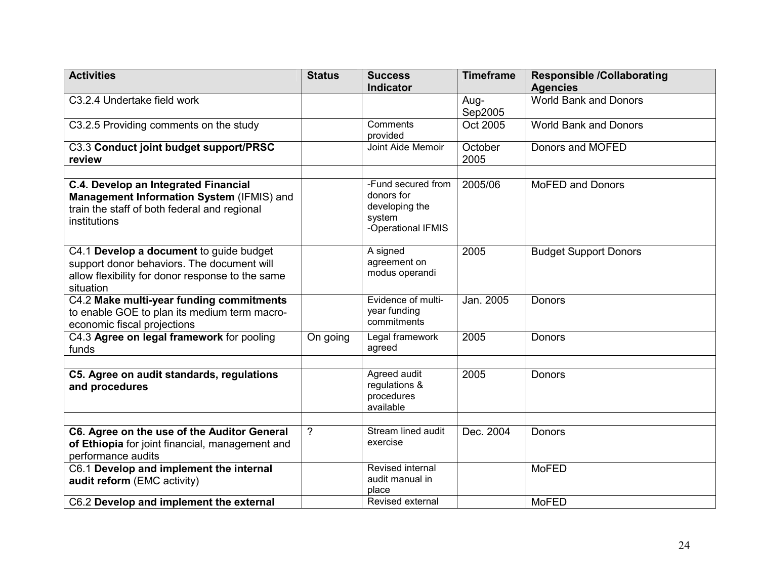| Activities | Status | Success Indicator | Timeframe | Responsible /Collaborating Agencies |
|---|---|---|---|---|
| C3.2.4 Undertake field work | | | Aug-Sep2005 | World Bank and Donors |
| C3.2.5 Providing comments on the study | | Comments provided | Oct 2005 | World Bank and Donors |
| C3.3 **Conduct joint budget support/PRSC review** | | Joint Aide Memoir | October 2005 | Donors and MOFED |
| | | | | |
| **C.4. Develop an Integrated Financial Management Information System** (IFMIS) and train the staff of both federal and regional institutions | | -Fund secured from donors for developing the system<br>-Operational IFMIS | 2005/06 | MoFED and Donors |
| C4.1 **Develop a document** to guide budget support donor behaviors. The document will allow flexibility for donor response to the same situation | | A signed agreement on modus operandi | 2005 | Budget Support Donors |
| C4.2 **Make multi-year funding commitments** to enable GOE to plan its medium term macro-economic fiscal projections | | Evidence of multi-year funding commitments | Jan. 2005 | Donors |
| C4.3 **Agree on legal framework** for pooling funds | On going | Legal framework agreed | 2005 | Donors |
| | | | | |
| **C5. Agree on audit standards, regulations and procedures** | | Agreed audit regulations & procedures available | 2005 | Donors |
| | | | | |
| **C6. Agree on the use of the Auditor General of Ethiopia** for joint financial, management and performance audits | ? | Stream lined audit exercise | Dec. 2004 | Donors |
| C6.1 **Develop and implement the internal audit reform** (EMC activity) | | Revised internal audit manual in place | | MoFED |
| C6.2 **Develop and implement the external** | | Revised external | | MoFED |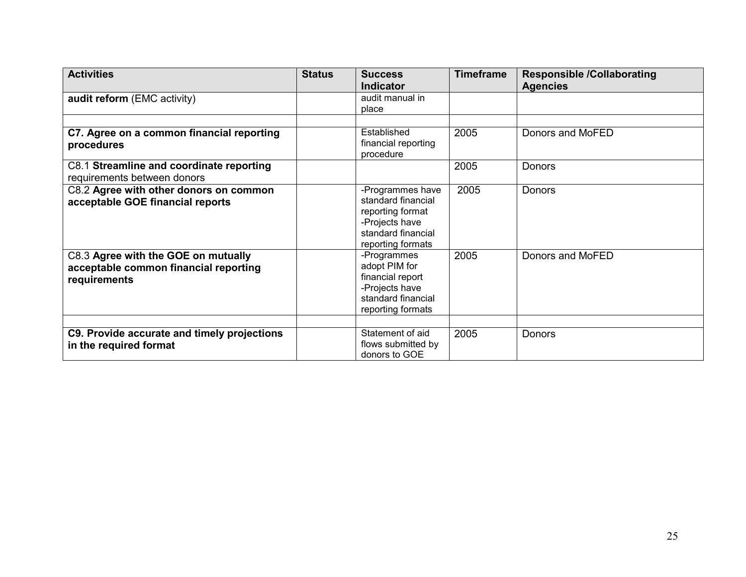| Activities | Status | Success Indicator | Timeframe | Responsible /Collaborating Agencies |
|---|---|---|---|---|
| **audit reform** (EMC activity) | | audit manual in place | | |
| | | | | |
| **C7. Agree on a common financial reporting procedures** | | Established financial reporting procedure | 2005 | Donors and MoFED |
| C8.1 **Streamline and coordinate reporting** requirements between donors | | | 2005 | Donors |
| C8.2 **Agree with other donors on common acceptable GOE financial reports** | | -Programmes have standard financial reporting format<br>-Projects have standard financial reporting formats | 2005 | Donors |
| C8.3 **Agree with the GOE on mutually acceptable common financial reporting requirements** | | -Programmes adopt PIM for financial report<br>-Projects have standard financial reporting formats | 2005 | Donors and MoFED |
| | | | | |
| **C9. Provide accurate and timely projections in the required format** | | Statement of aid flows submitted by donors to GOE | 2005 | Donors |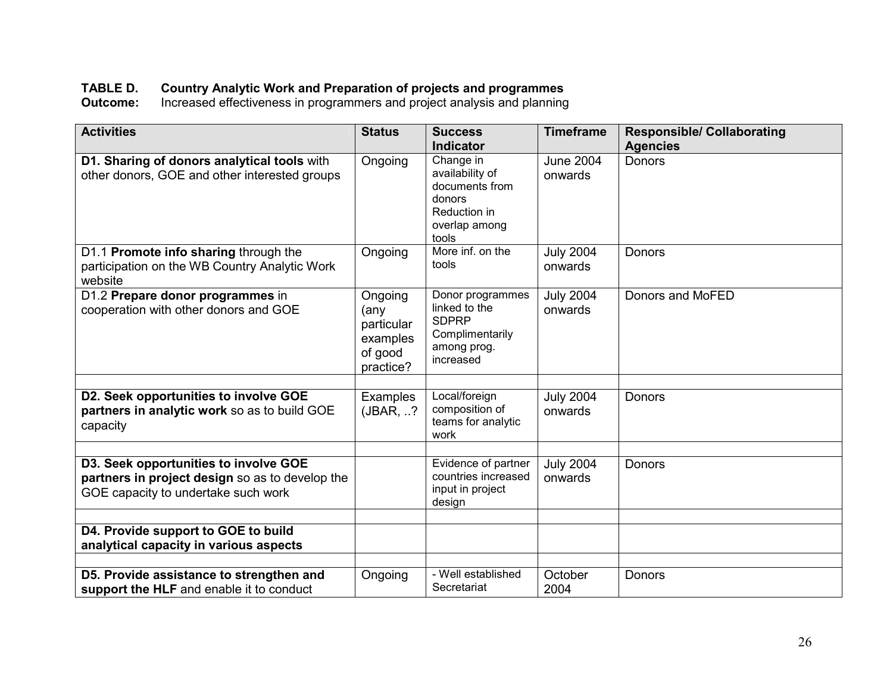**TABLE D. Country Analytic Work and Preparation of projects and programmes**
**Outcome:** Increased effectiveness in programmers and project analysis and planning

| Activities | Status | Success Indicator | Timeframe | Responsible/ Collaborating Agencies |
|---|---|---|---|---|
| **D1. Sharing of donors analytical tools** with other donors, GOE and other interested groups | Ongoing | Change in availability of documents from donors<br>Reduction in overlap among tools | June 2004 onwards | Donors |
| D1.1 **Promote info sharing** through the participation on the WB Country Analytic Work website | Ongoing | More inf. on the tools | July 2004 onwards | Donors |
| D1.2 **Prepare donor programmes** in cooperation with other donors and GOE | Ongoing (any particular examples of good practice? | Donor programmes linked to the SDPRP<br>Complimentarily among prog. increased | July 2004 onwards | Donors and MoFED |
| | | | | |
| **D2. Seek opportunities to involve GOE partners in analytic work** so as to build GOE capacity | Examples (JBAR, ..? | Local/foreign composition of teams for analytic work | July 2004 onwards | Donors |
| | | | | |
| **D3. Seek opportunities to involve GOE partners in project design** so as to develop the GOE capacity to undertake such work | | Evidence of partner countries increased input in project design | July 2004 onwards | Donors |
| | | | | |
| **D4. Provide support to GOE to build analytical capacity in various aspects** | | | | |
| | | | | |
| **D5. Provide assistance to strengthen and support the HLF** and enable it to conduct | Ongoing | - Well established Secretariat | October 2004 | Donors |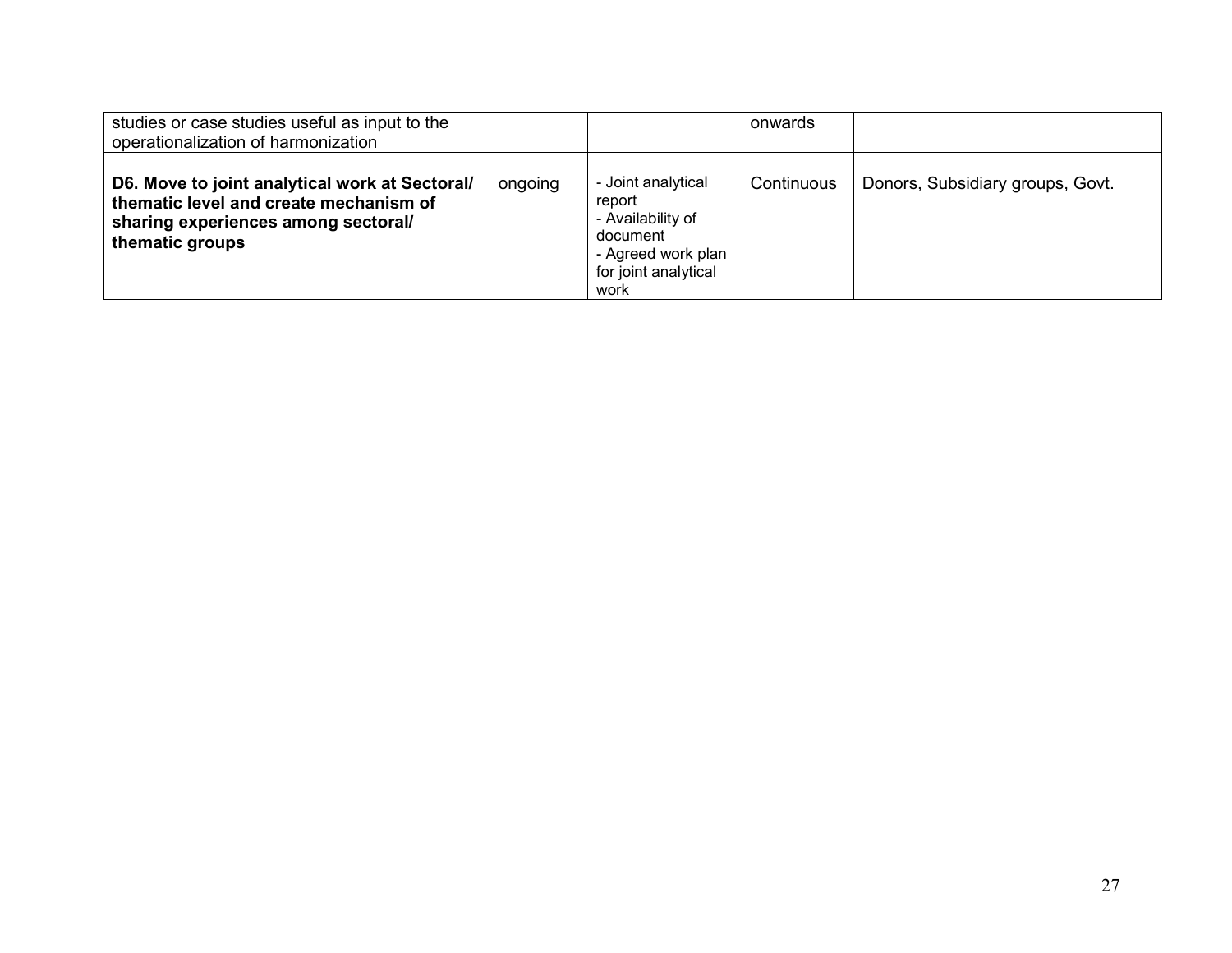| | | | | |
|---|---|---|---|---|
| studies or case studies useful as input to the operationalization of harmonization | | | onwards | |
| | | | | |
| **D6. Move to joint analytical work at Sectoral/ thematic level and create mechanism of sharing experiences among sectoral/ thematic groups** | ongoing | - Joint analytical report<br>- Availability of document<br>- Agreed work plan for joint analytical work | Continuous | Donors, Subsidiary groups, Govt. |